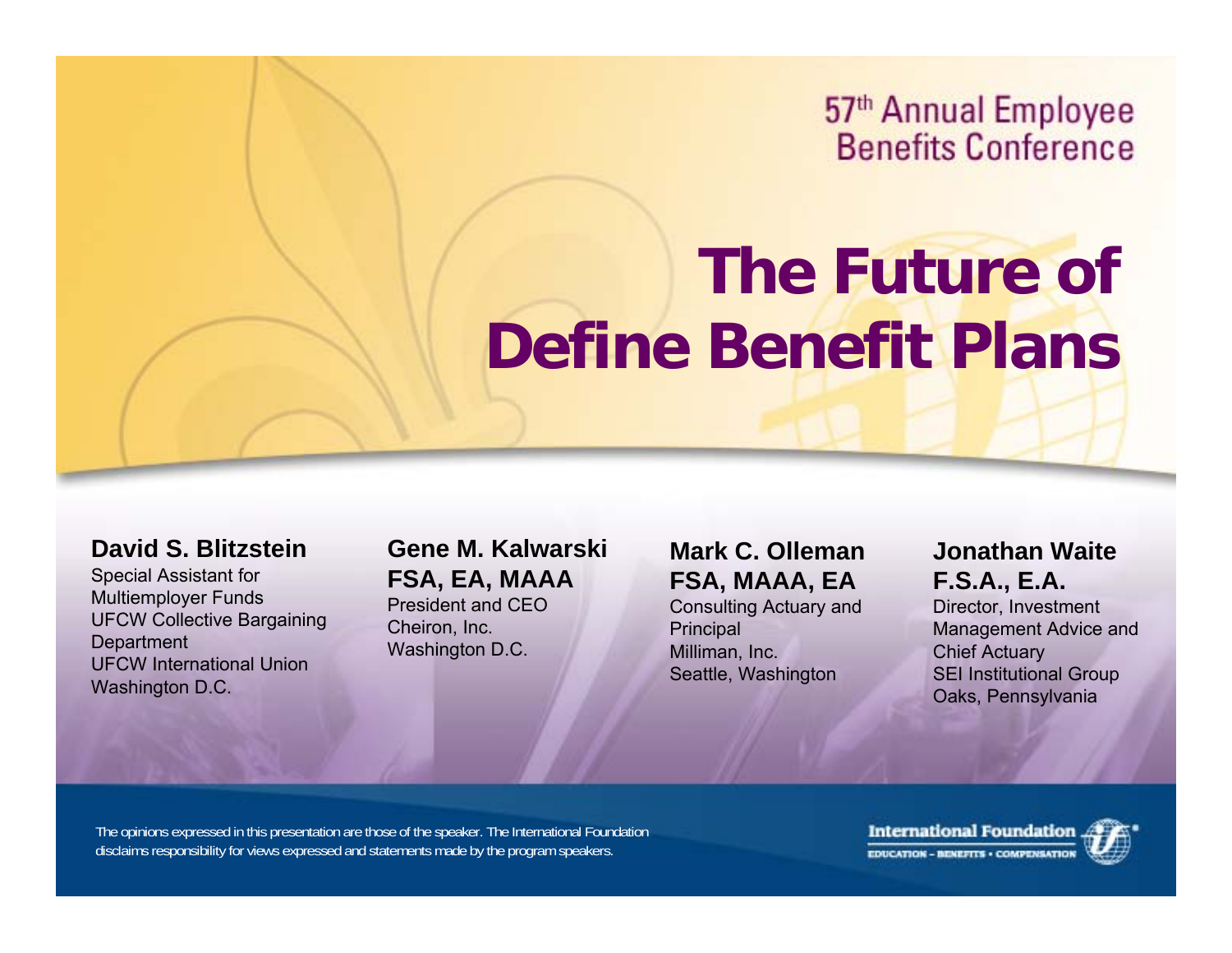57th Annual Employee Benefits Conference

# The Future of Define Benefit Plans

**David S. Blitzstein**
Special Assistant for Multiemployer Funds
UFCW Collective Bargaining Department
UFCW International Union
Washington D.C.

**Gene M. Kalwarski**
**FSA, EA, MAAA**
President and CEO
Cheiron, Inc.
Washington D.C.

**Mark C. Olleman**
**FSA, MAAA, EA**
Consulting Actuary and Principal
Milliman, Inc.
Seattle, Washington

**Jonathan Waite**
**F.S.A., E.A.**
Director, Investment Management Advice and Chief Actuary
SEI Institutional Group
Oaks, Pennsylvania

The opinions expressed in this presentation are those of the speaker. The International Foundation disclaims responsibility for views expressed and statements made by the program speakers.

International Foundation
EDUCATION – BENEFITS • COMPENSATION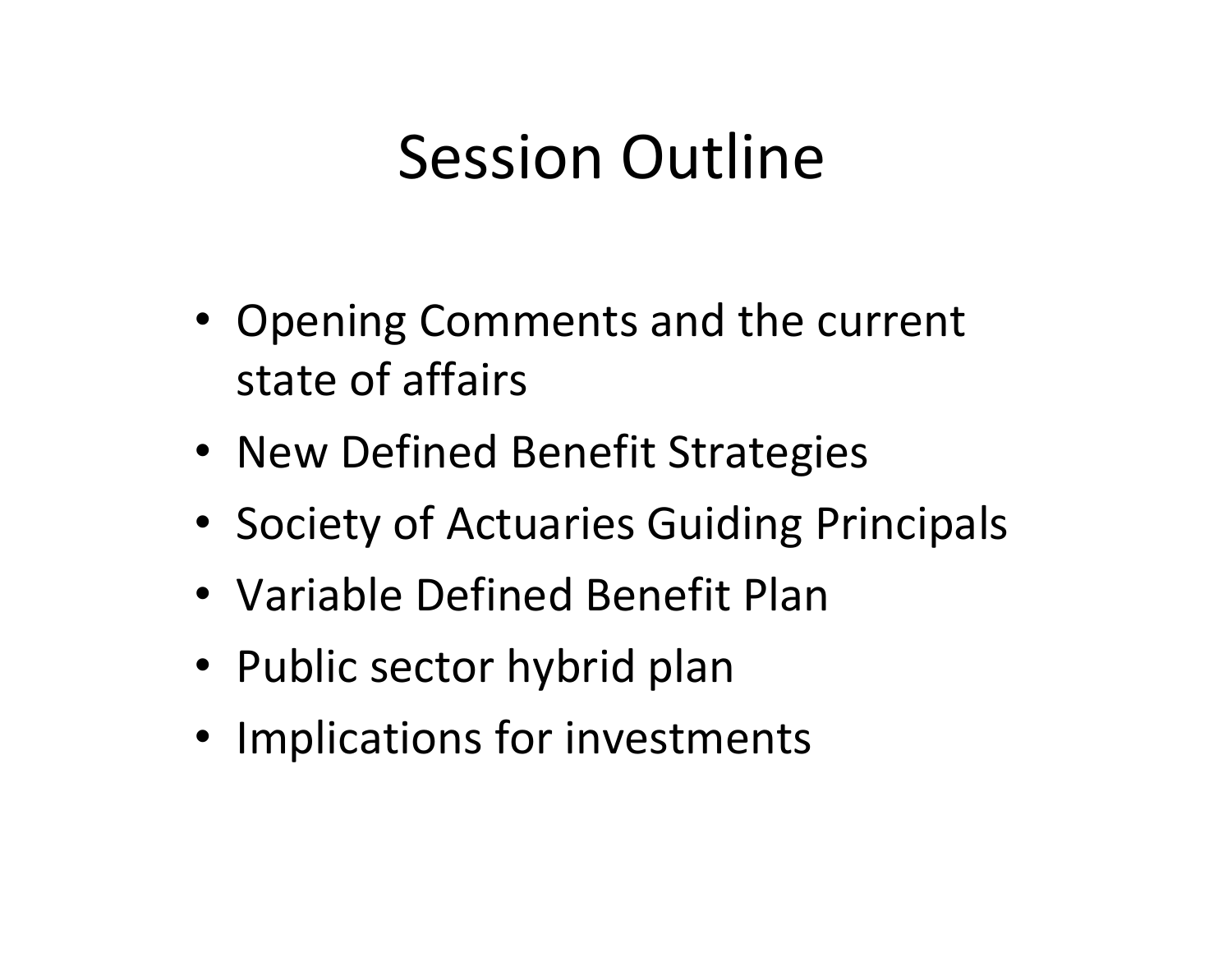# Session Outline

- Opening Comments and the current state of affairs
- New Defined Benefit Strategies
- Society of Actuaries Guiding Principals
- Variable Defined Benefit Plan
- Public sector hybrid plan
- Implications for investments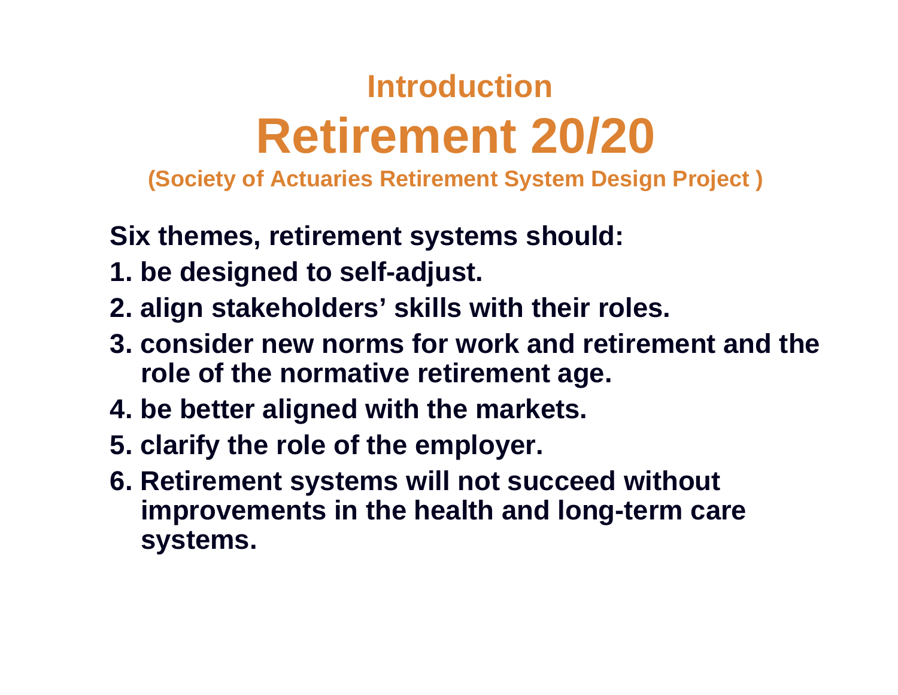## Introduction

# Retirement 20/20

### (Society of Actuaries Retirement System Design Project )

**Six themes, retirement systems should:**

1. **be designed to self-adjust.**
2. **align stakeholders' skills with their roles.**
3. **consider new norms for work and retirement and the role of the normative retirement age.**
4. **be better aligned with the markets.**
5. **clarify the role of the employer.**
6. **Retirement systems will not succeed without improvements in the health and long-term care systems.**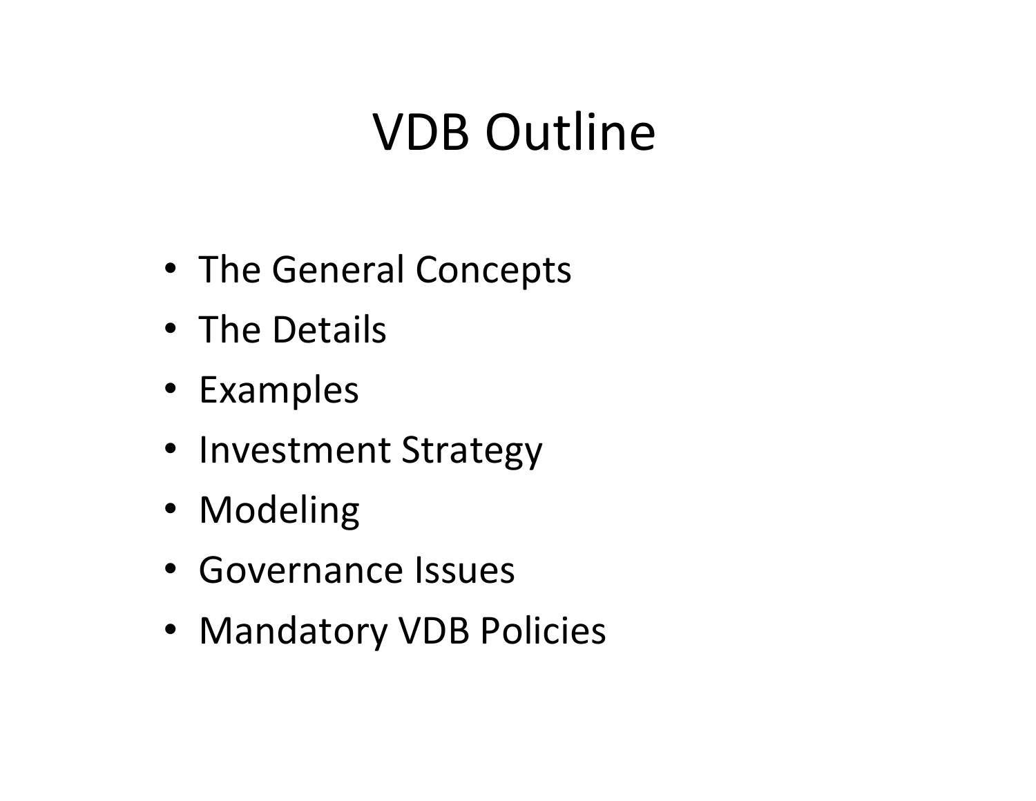# VDB Outline

- The General Concepts
- The Details
- Examples
- Investment Strategy
- Modeling
- Governance Issues
- Mandatory VDB Policies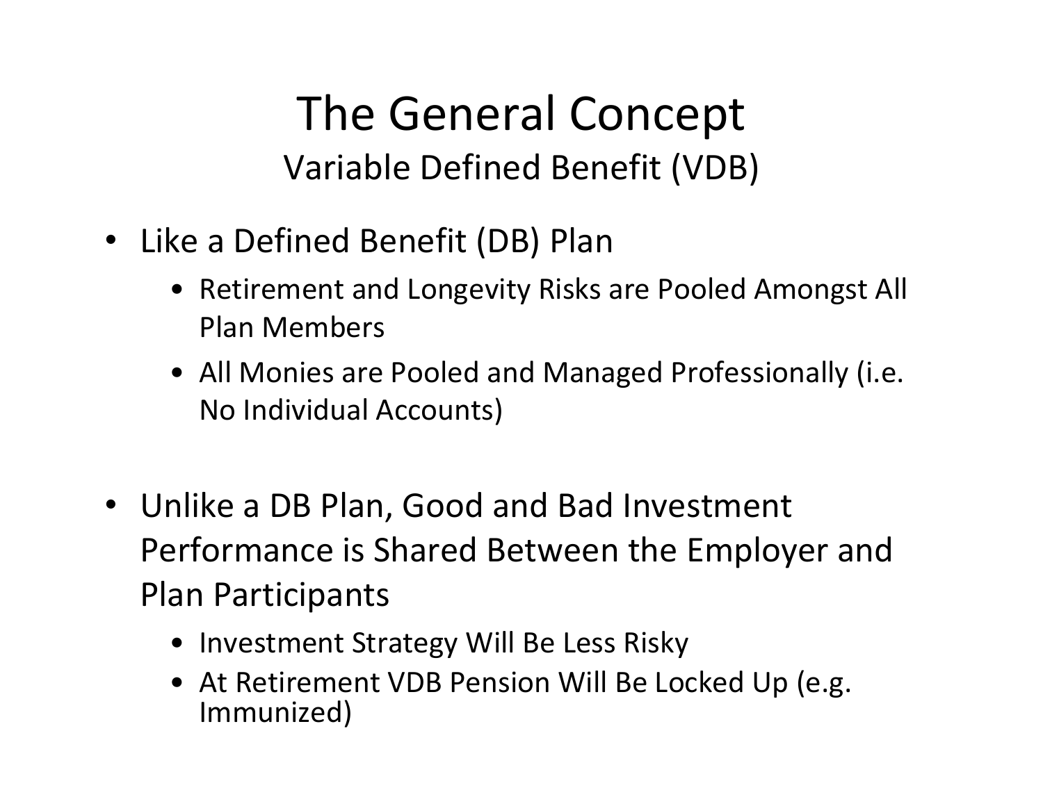# The General Concept

## Variable Defined Benefit (VDB)

- Like a Defined Benefit (DB) Plan
  - Retirement and Longevity Risks are Pooled Amongst All Plan Members
  - All Monies are Pooled and Managed Professionally (i.e. No Individual Accounts)

- Unlike a DB Plan, Good and Bad Investment Performance is Shared Between the Employer and Plan Participants
  - Investment Strategy Will Be Less Risky
  - At Retirement VDB Pension Will Be Locked Up (e.g. Immunized)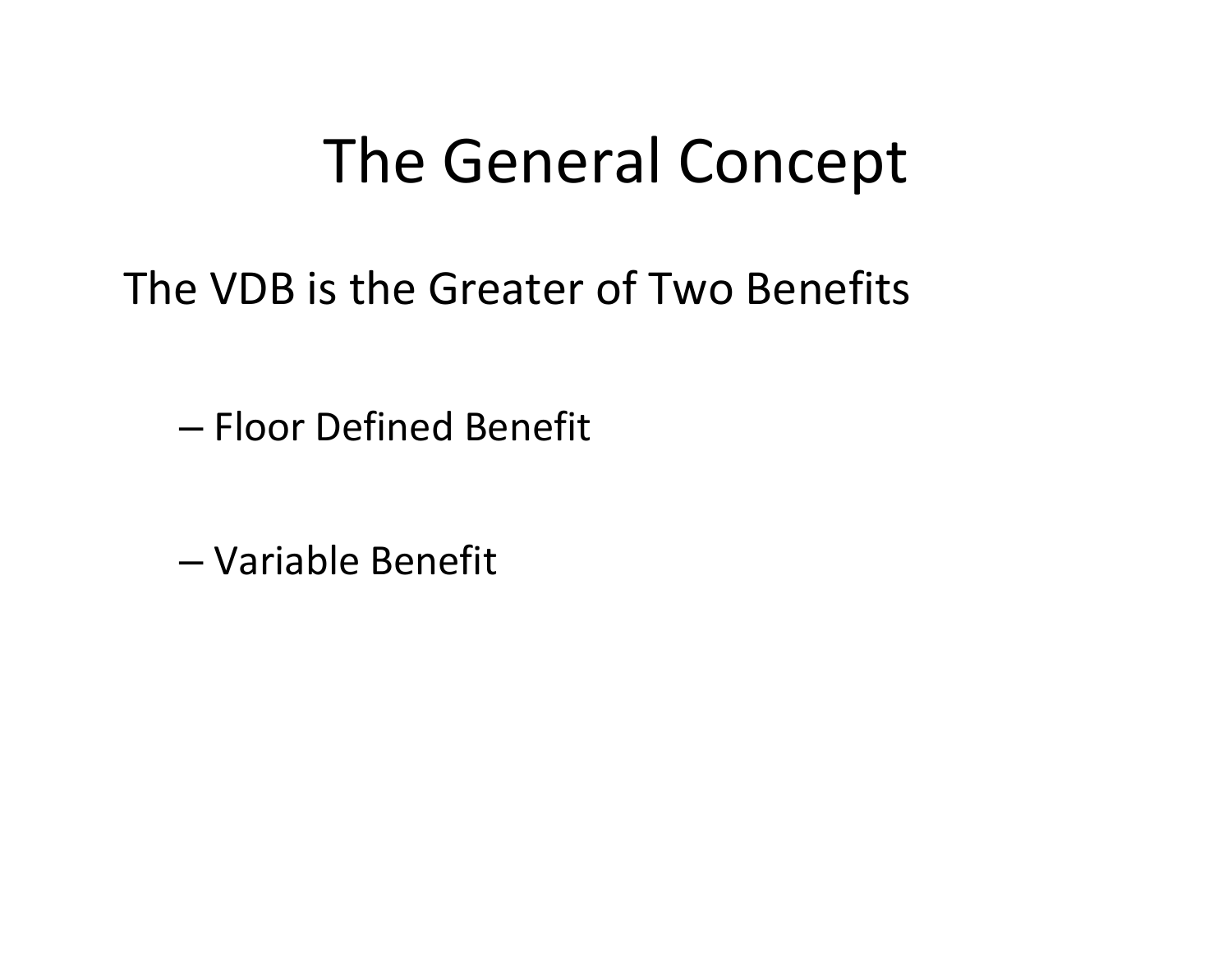# The General Concept

The VDB is the Greater of Two Benefits

- Floor Defined Benefit
- Variable Benefit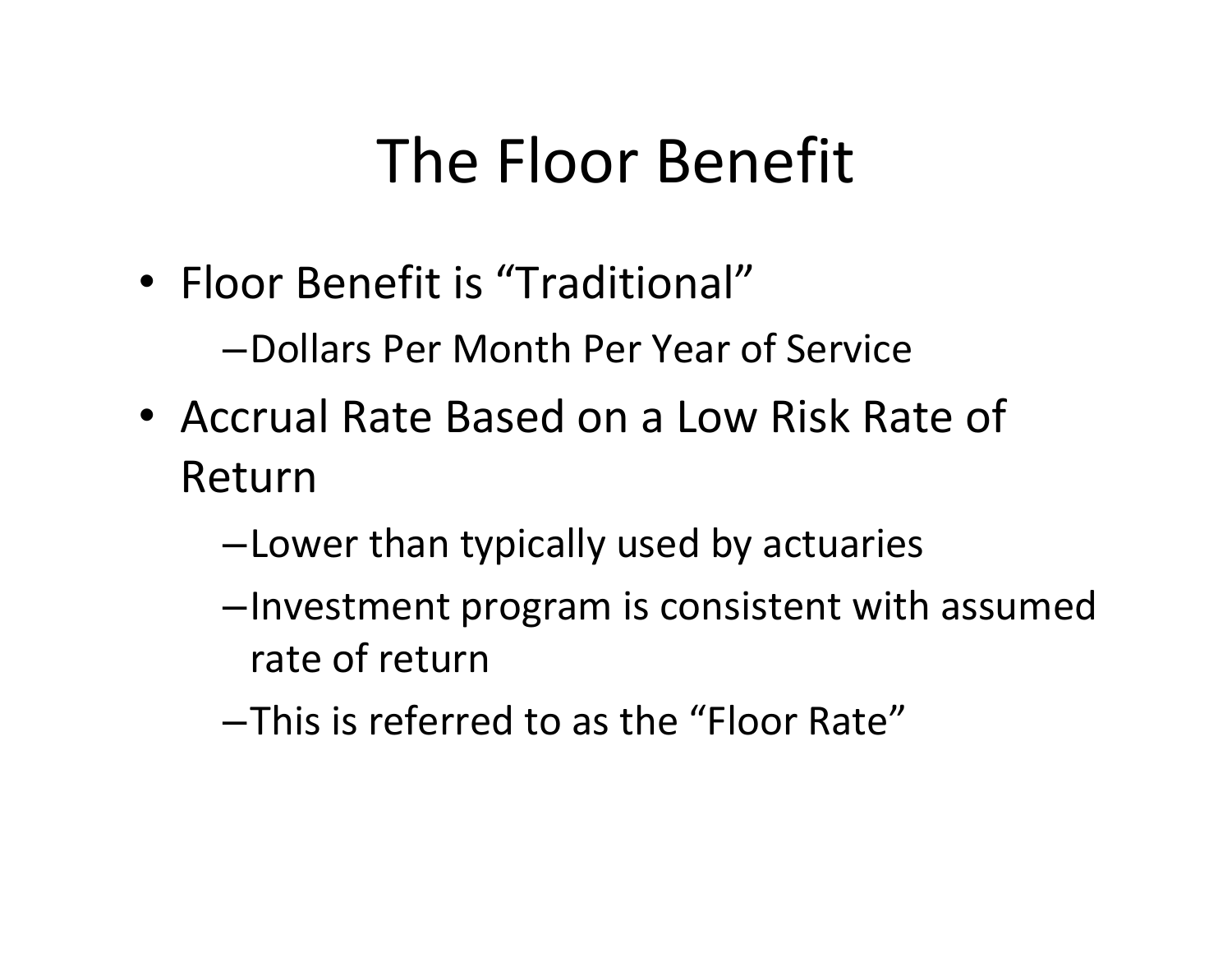# The Floor Benefit

- Floor Benefit is "Traditional"
  - Dollars Per Month Per Year of Service
- Accrual Rate Based on a Low Risk Rate of Return
  - Lower than typically used by actuaries
  - Investment program is consistent with assumed rate of return
  - This is referred to as the "Floor Rate"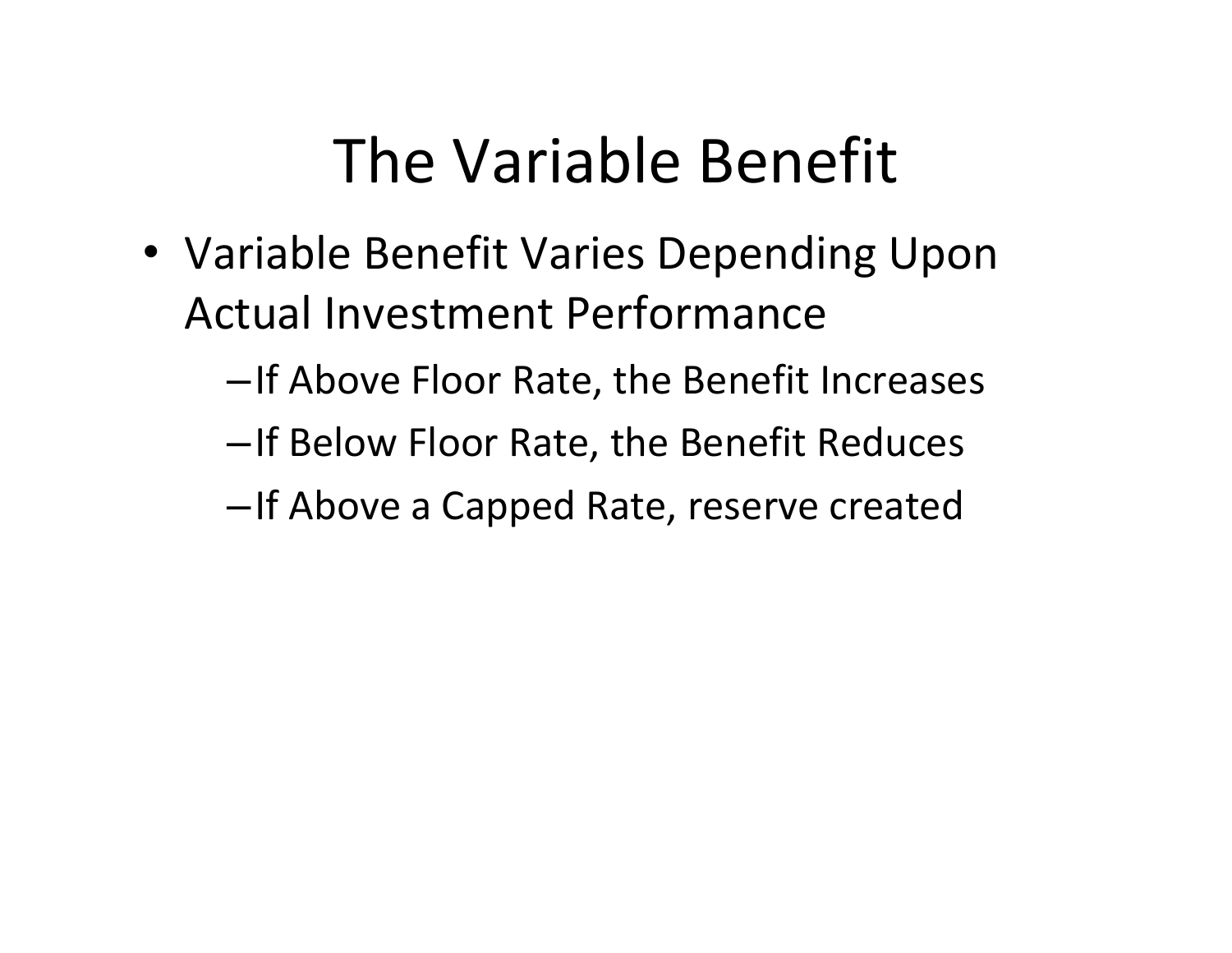# The Variable Benefit

- Variable Benefit Varies Depending Upon Actual Investment Performance
  - If Above Floor Rate, the Benefit Increases
  - If Below Floor Rate, the Benefit Reduces
  - If Above a Capped Rate, reserve created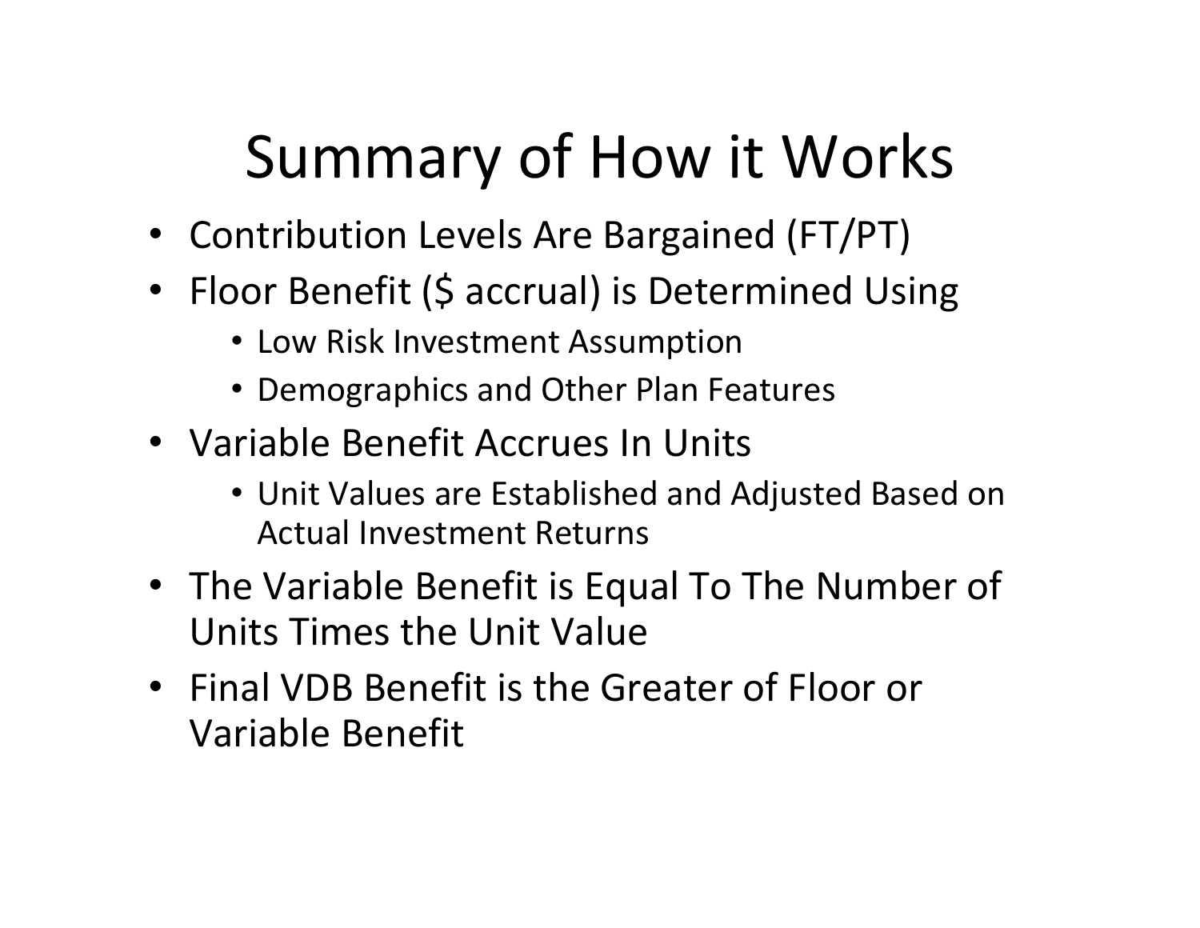# Summary of How it Works

- Contribution Levels Are Bargained (FT/PT)
- Floor Benefit ($ accrual) is Determined Using
  - Low Risk Investment Assumption
  - Demographics and Other Plan Features
- Variable Benefit Accrues In Units
  - Unit Values are Established and Adjusted Based on Actual Investment Returns
- The Variable Benefit is Equal To The Number of Units Times the Unit Value
- Final VDB Benefit is the Greater of Floor or Variable Benefit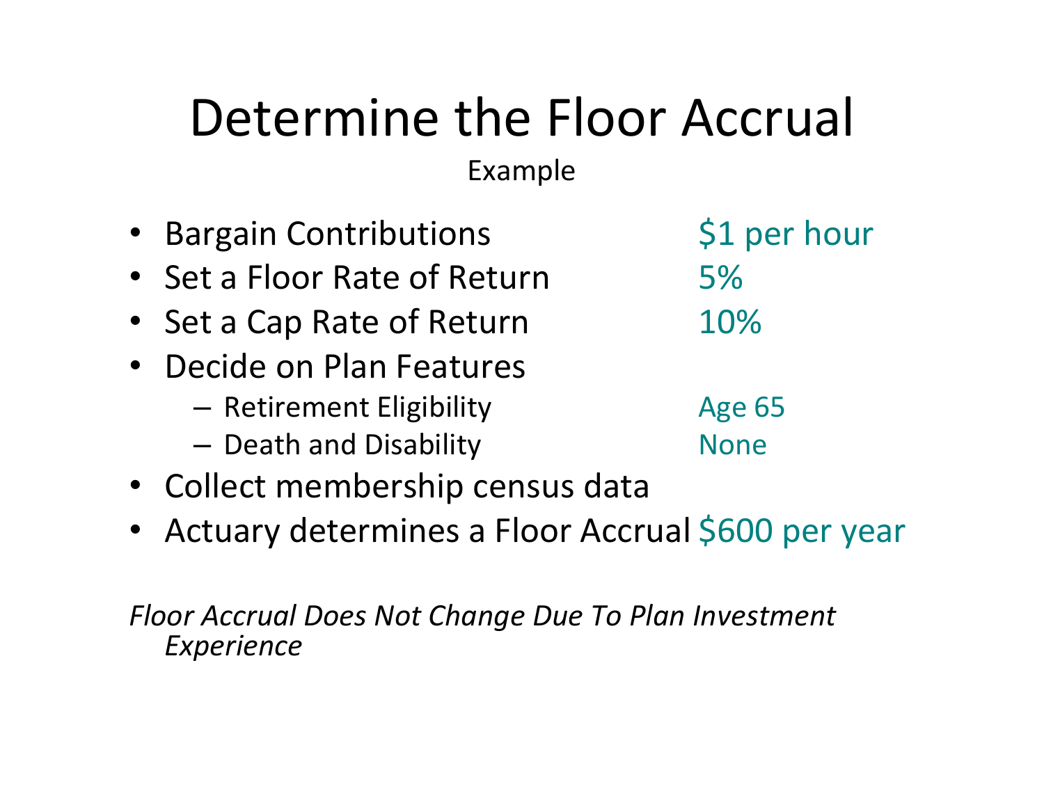# Determine the Floor Accrual

Example

- Bargain Contributions — $1 per hour
- Set a Floor Rate of Return — 5%
- Set a Cap Rate of Return — 10%
- Decide on Plan Features
  - Retirement Eligibility — Age 65
  - Death and Disability — None
- Collect membership census data
- Actuary determines a Floor Accrual — $600 per year

*Floor Accrual Does Not Change Due To Plan Investment Experience*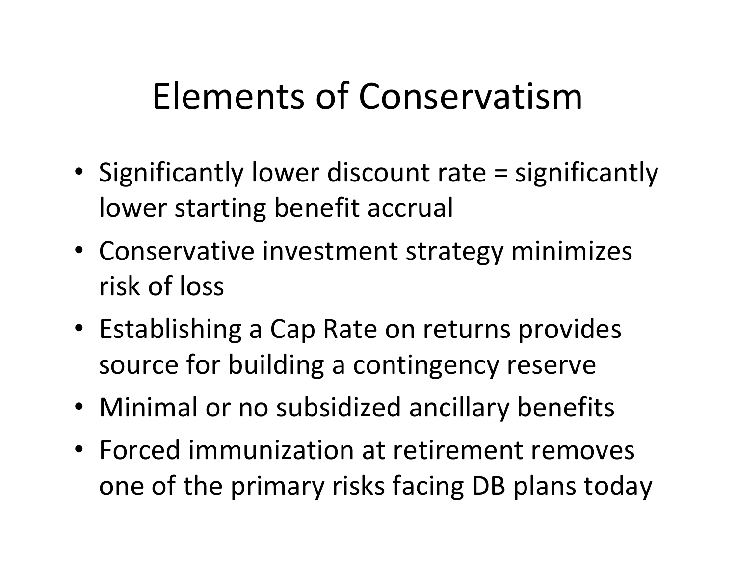# Elements of Conservatism

- Significantly lower discount rate = significantly lower starting benefit accrual
- Conservative investment strategy minimizes risk of loss
- Establishing a Cap Rate on returns provides source for building a contingency reserve
- Minimal or no subsidized ancillary benefits
- Forced immunization at retirement removes one of the primary risks facing DB plans today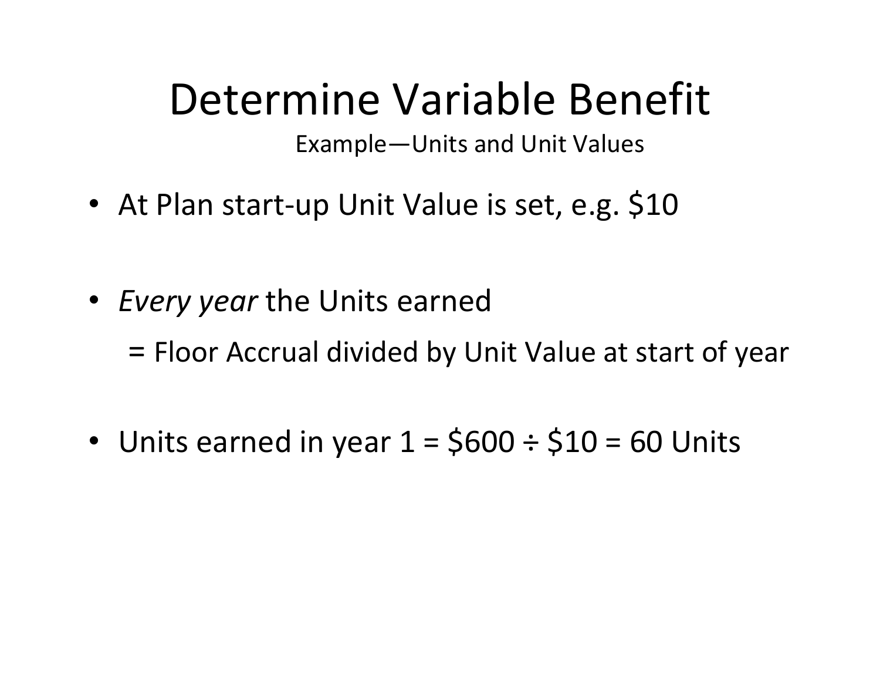# Determine Variable Benefit

Example—Units and Unit Values

- At Plan start-up Unit Value is set, e.g. $10

- *Every year* the Units earned
  - = Floor Accrual divided by Unit Value at start of year

- Units earned in year 1 = $600 ÷ $10 = 60 Units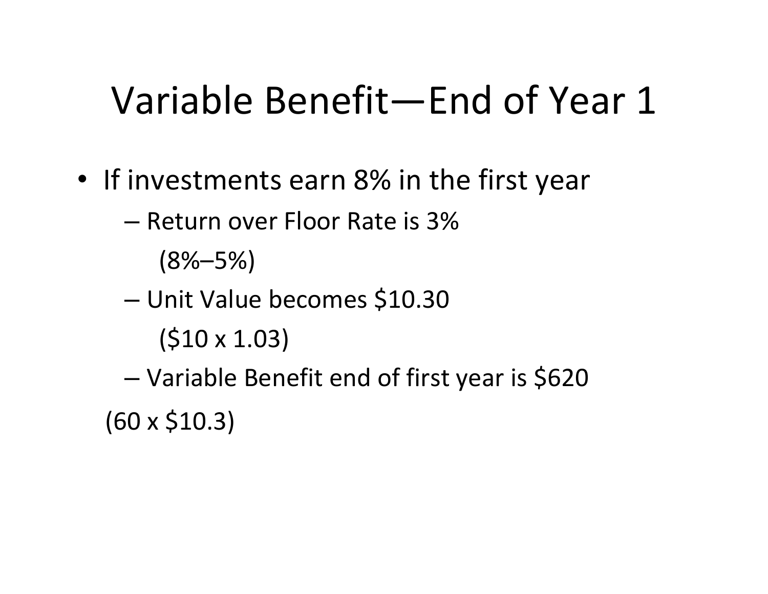# Variable Benefit—End of Year 1

- If investments earn 8% in the first year
  - Return over Floor Rate is 3%

    (8%–5%)
  - Unit Value becomes $10.30

    ($10 x 1.03)
  - Variable Benefit end of first year is $620

  (60 x $10.3)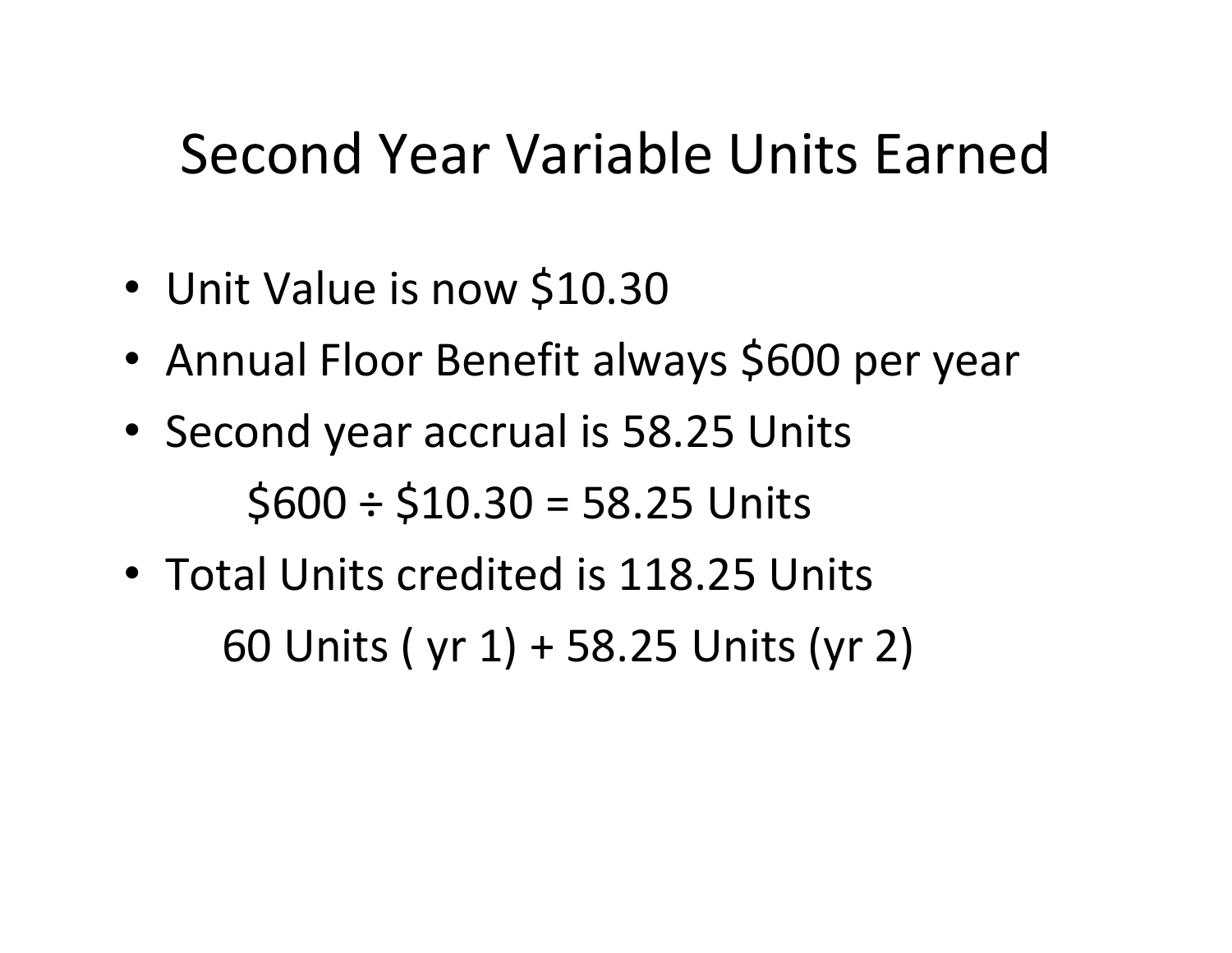# Second Year Variable Units Earned

- Unit Value is now $10.30
- Annual Floor Benefit always $600 per year
- Second year accrual is 58.25 Units

  $600 ÷ $10.30 = 58.25 Units
- Total Units credited is 118.25 Units

  60 Units ( yr 1) + 58.25 Units (yr 2)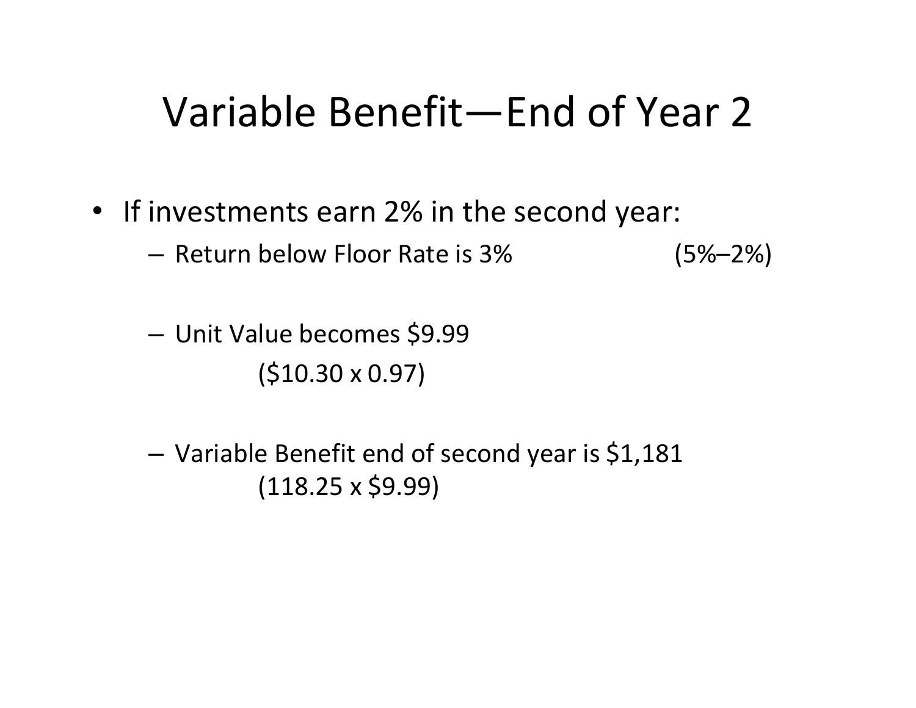# Variable Benefit—End of Year 2

- If investments earn 2% in the second year:
  - Return below Floor Rate is 3% (5%–2%)
  - Unit Value becomes $9.99
    ($10.30 x 0.97)
  - Variable Benefit end of second year is $1,181
    (118.25 x $9.99)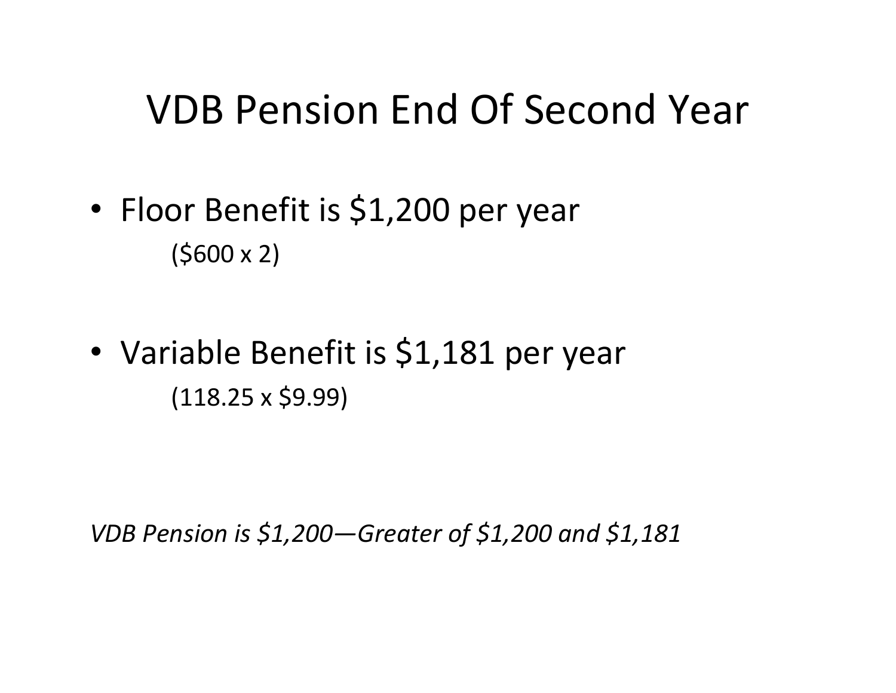# VDB Pension End Of Second Year

- Floor Benefit is $1,200 per year

  ($600 x 2)

- Variable Benefit is $1,181 per year

  (118.25 x $9.99)

*VDB Pension is $1,200—Greater of $1,200 and $1,181*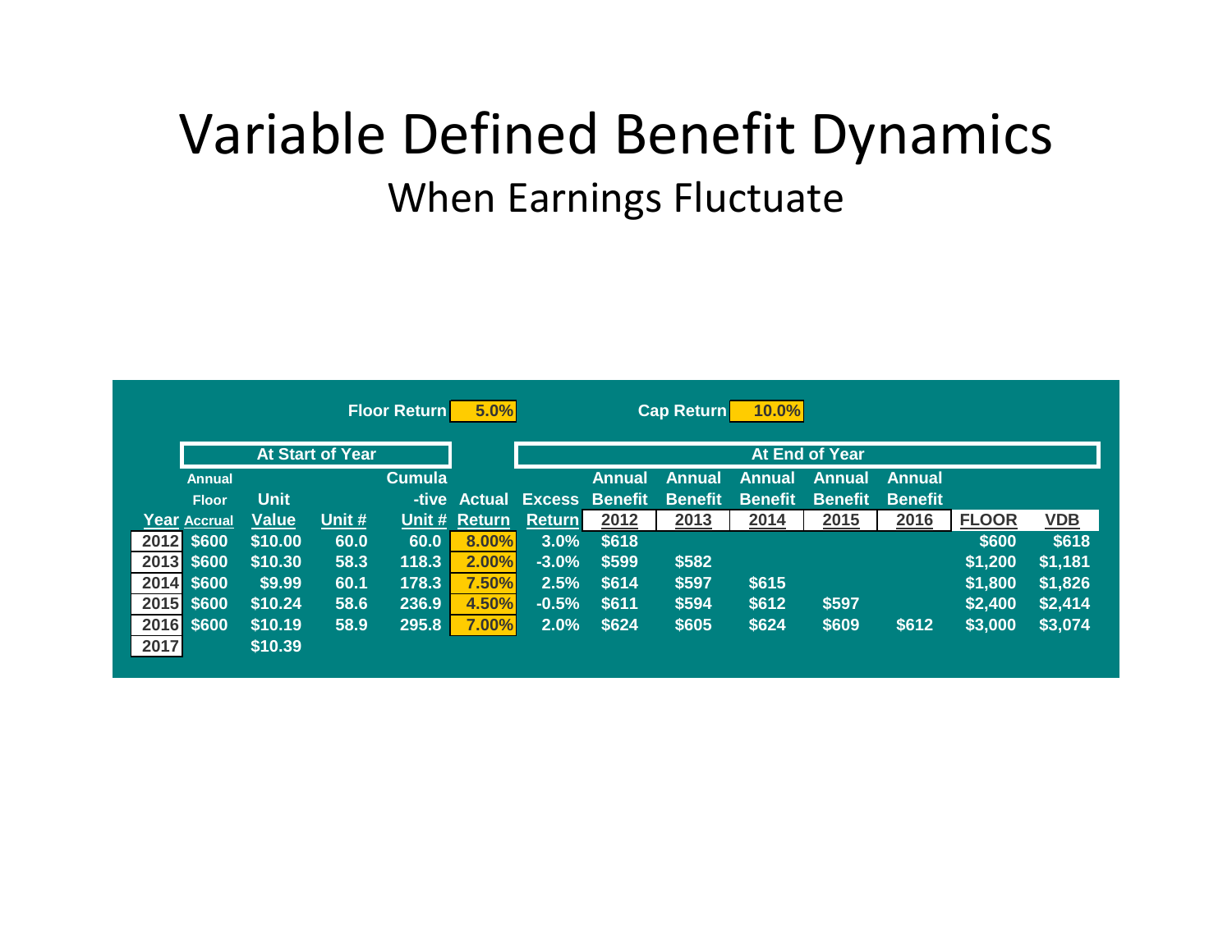# Variable Defined Benefit Dynamics

## When Earnings Fluctuate

Floor Return: 5.0%  Cap Return: 10.0%

| | At Start of Year | | | | | At End of Year | | | | | | | |
|---|---|---|---|---|---|---|---|---|---|---|---|---|---|
| Year | Annual Floor Accrual | Unit Value | Unit # | Cumulative Unit # | Actual Return | Excess Return | Annual Benefit 2012 | Annual Benefit 2013 | Annual Benefit 2014 | Annual Benefit 2015 | Annual Benefit 2016 | FLOOR | VDB |
| 2012 | $600 | $10.00 | 60.0 | 60.0 | 8.00% | 3.0% | $618 | | | | | $600 | $618 |
| 2013 | $600 | $10.30 | 58.3 | 118.3 | 2.00% | -3.0% | $599 | $582 | | | | $1,200 | $1,181 |
| 2014 | $600 | $9.99 | 60.1 | 178.3 | 7.50% | 2.5% | $614 | $597 | $615 | | | $1,800 | $1,826 |
| 2015 | $600 | $10.24 | 58.6 | 236.9 | 4.50% | -0.5% | $611 | $594 | $612 | $597 | | $2,400 | $2,414 |
| 2016 | $600 | $10.19 | 58.9 | 295.8 | 7.00% | 2.0% | $624 | $605 | $624 | $609 | $612 | $3,000 | $3,074 |
| 2017 | | $10.39 | | | | | | | | | | | |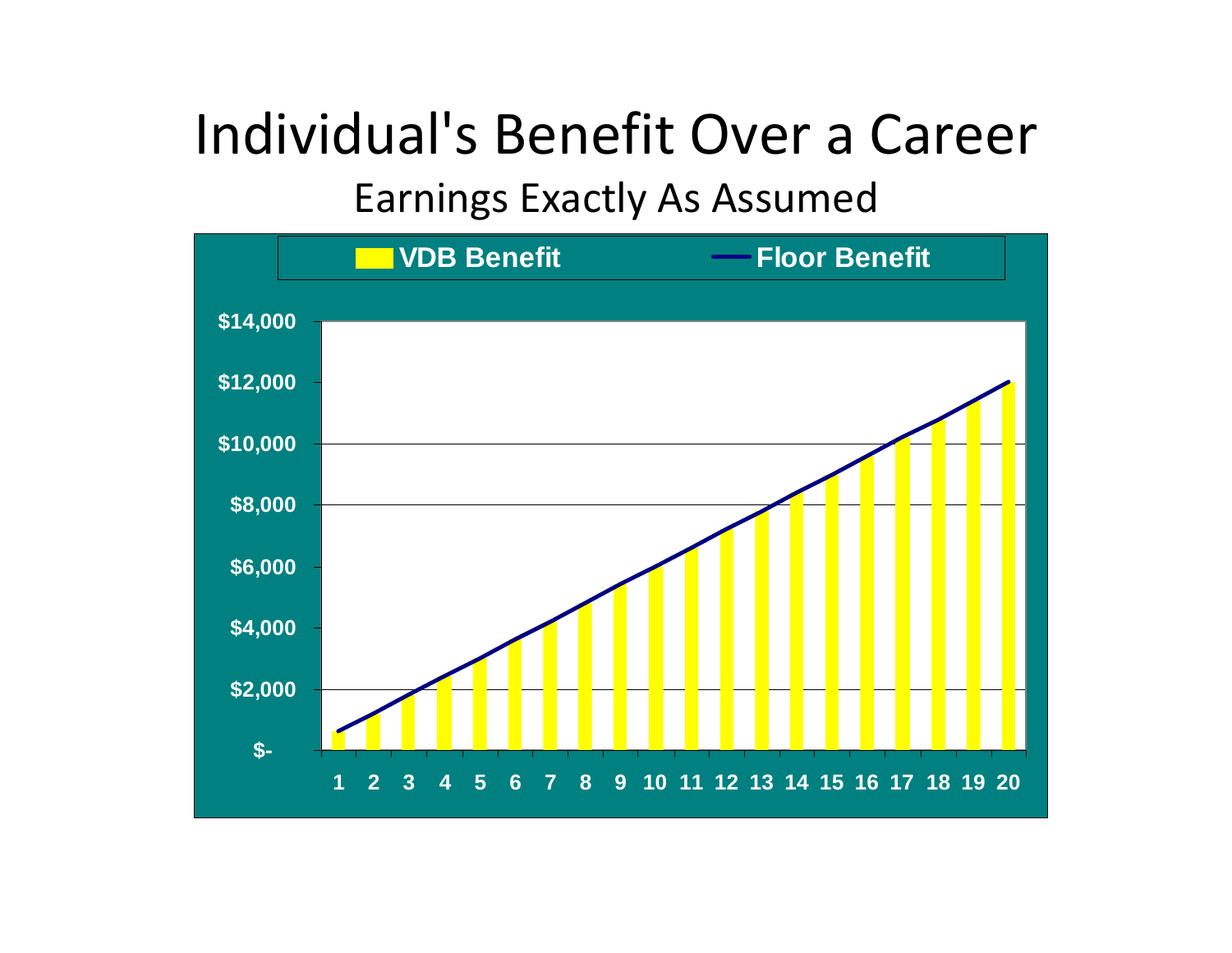# Individual's Benefit Over a Career

## Earnings Exactly As Assumed

VDB Benefit — Floor Benefit

$14,000
$12,000
$10,000
$8,000
$6,000
$4,000
$2,000
$-

1 2 3 4 5 6 7 8 9 10 11 12 13 14 15 16 17 18 19 20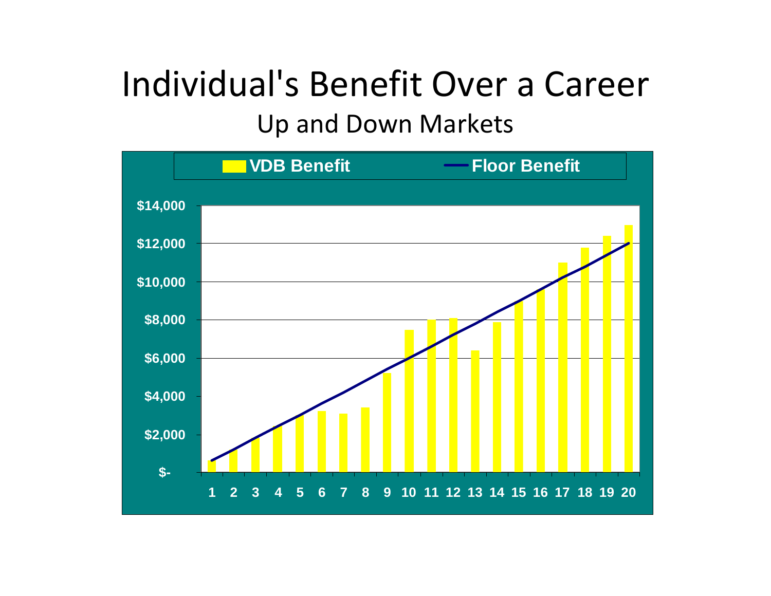# Individual's Benefit Over a Career

## Up and Down Markets

VDB Benefit — Floor Benefit

$14,000
$12,000
$10,000
$8,000
$6,000
$4,000
$2,000
$-

1 2 3 4 5 6 7 8 9 10 11 12 13 14 15 16 17 18 19 20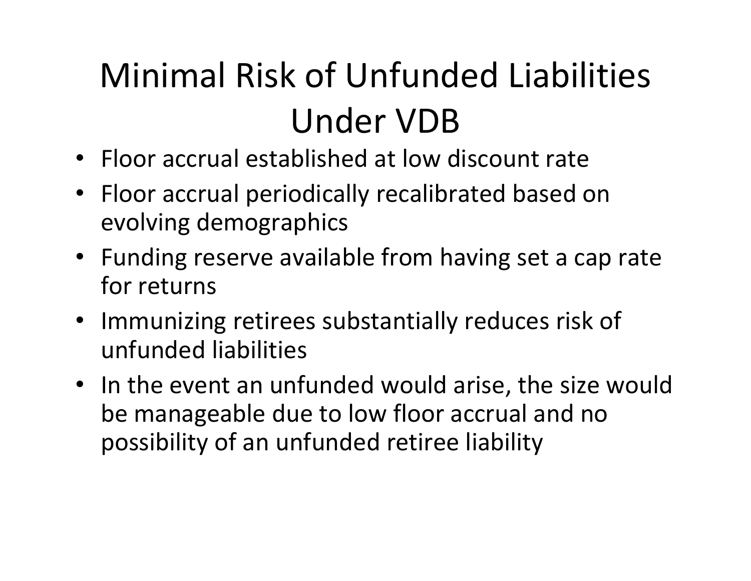# Minimal Risk of Unfunded Liabilities Under VDB

- Floor accrual established at low discount rate
- Floor accrual periodically recalibrated based on evolving demographics
- Funding reserve available from having set a cap rate for returns
- Immunizing retirees substantially reduces risk of unfunded liabilities
- In the event an unfunded would arise, the size would be manageable due to low floor accrual and no possibility of an unfunded retiree liability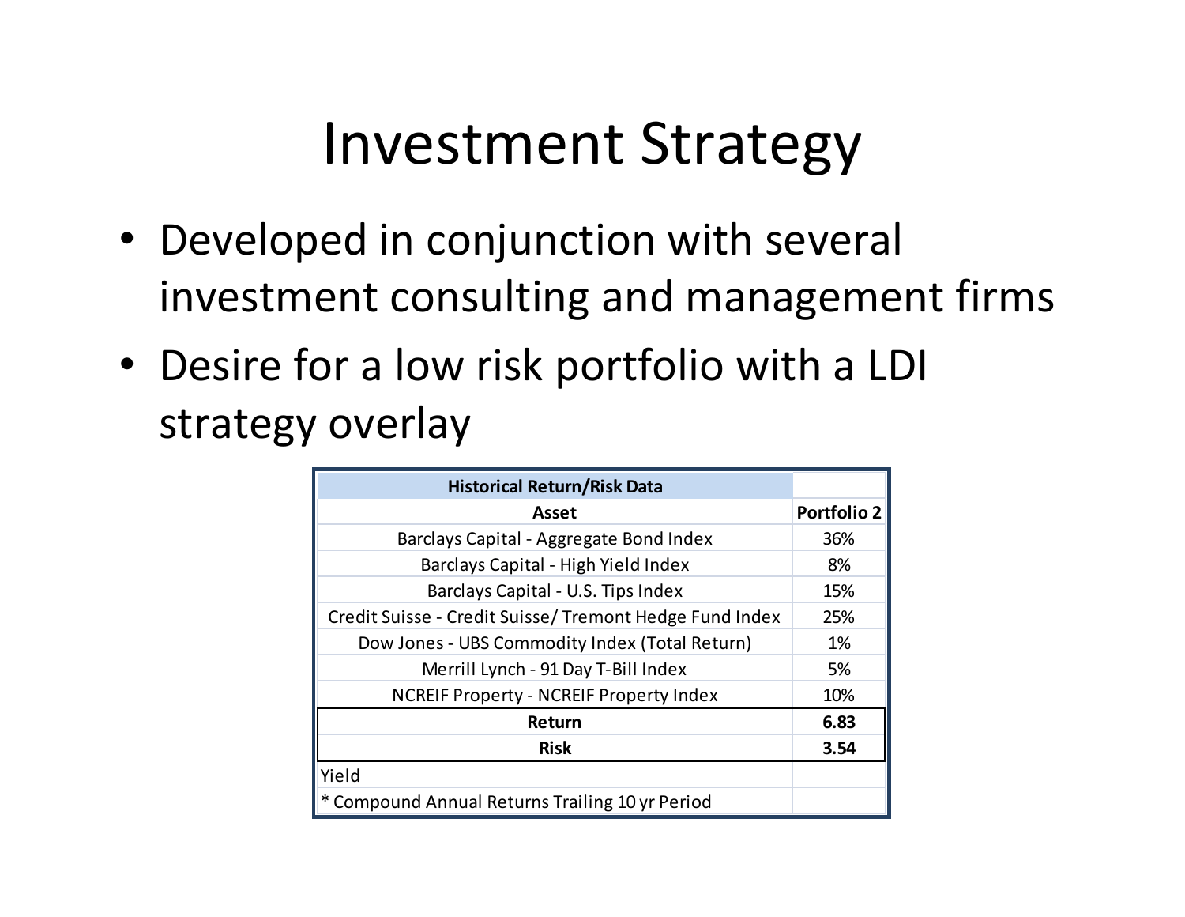# Investment Strategy

- Developed in conjunction with several investment consulting and management firms
- Desire for a low risk portfolio with a LDI strategy overlay

| Historical Return/Risk Data | |
|---|---|
| **Asset** | **Portfolio 2** |
| Barclays Capital - Aggregate Bond Index | 36% |
| Barclays Capital - High Yield Index | 8% |
| Barclays Capital - U.S. Tips Index | 15% |
| Credit Suisse - Credit Suisse/ Tremont Hedge Fund Index | 25% |
| Dow Jones - UBS Commodity Index (Total Return) | 1% |
| Merrill Lynch - 91 Day T-Bill Index | 5% |
| NCREIF Property - NCREIF Property Index | 10% |
| **Return** | **6.83** |
| **Risk** | **3.54** |
| Yield | |
| * Compound Annual Returns Trailing 10 yr Period | |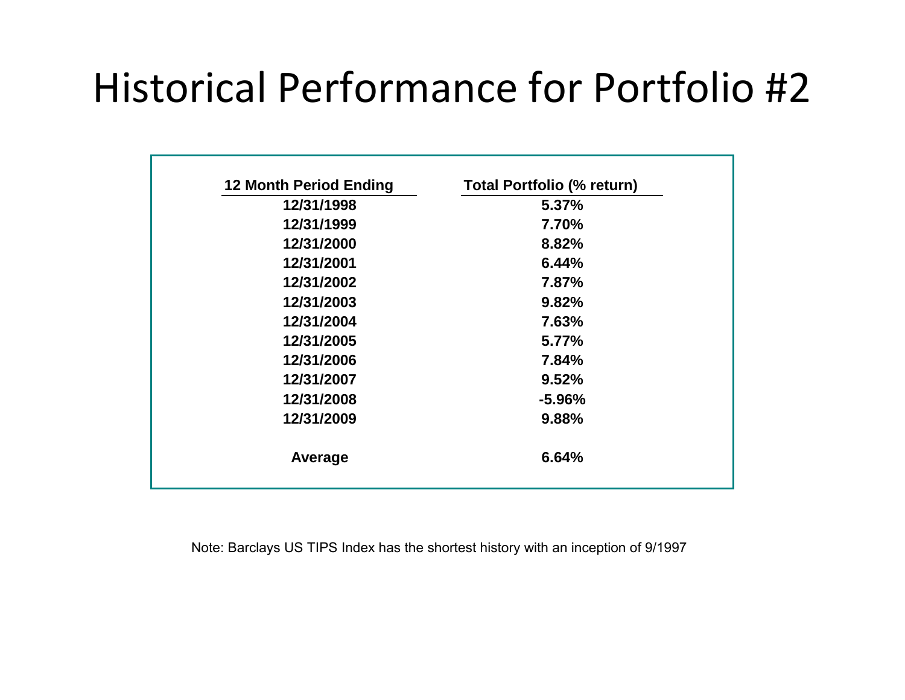# Historical Performance for Portfolio #2

| 12 Month Period Ending | Total Portfolio (% return) |
|---|---|
| 12/31/1998 | 5.37% |
| 12/31/1999 | 7.70% |
| 12/31/2000 | 8.82% |
| 12/31/2001 | 6.44% |
| 12/31/2002 | 7.87% |
| 12/31/2003 | 9.82% |
| 12/31/2004 | 7.63% |
| 12/31/2005 | 5.77% |
| 12/31/2006 | 7.84% |
| 12/31/2007 | 9.52% |
| 12/31/2008 | -5.96% |
| 12/31/2009 | 9.88% |
| **Average** | **6.64%** |

Note: Barclays US TIPS Index has the shortest history with an inception of 9/1997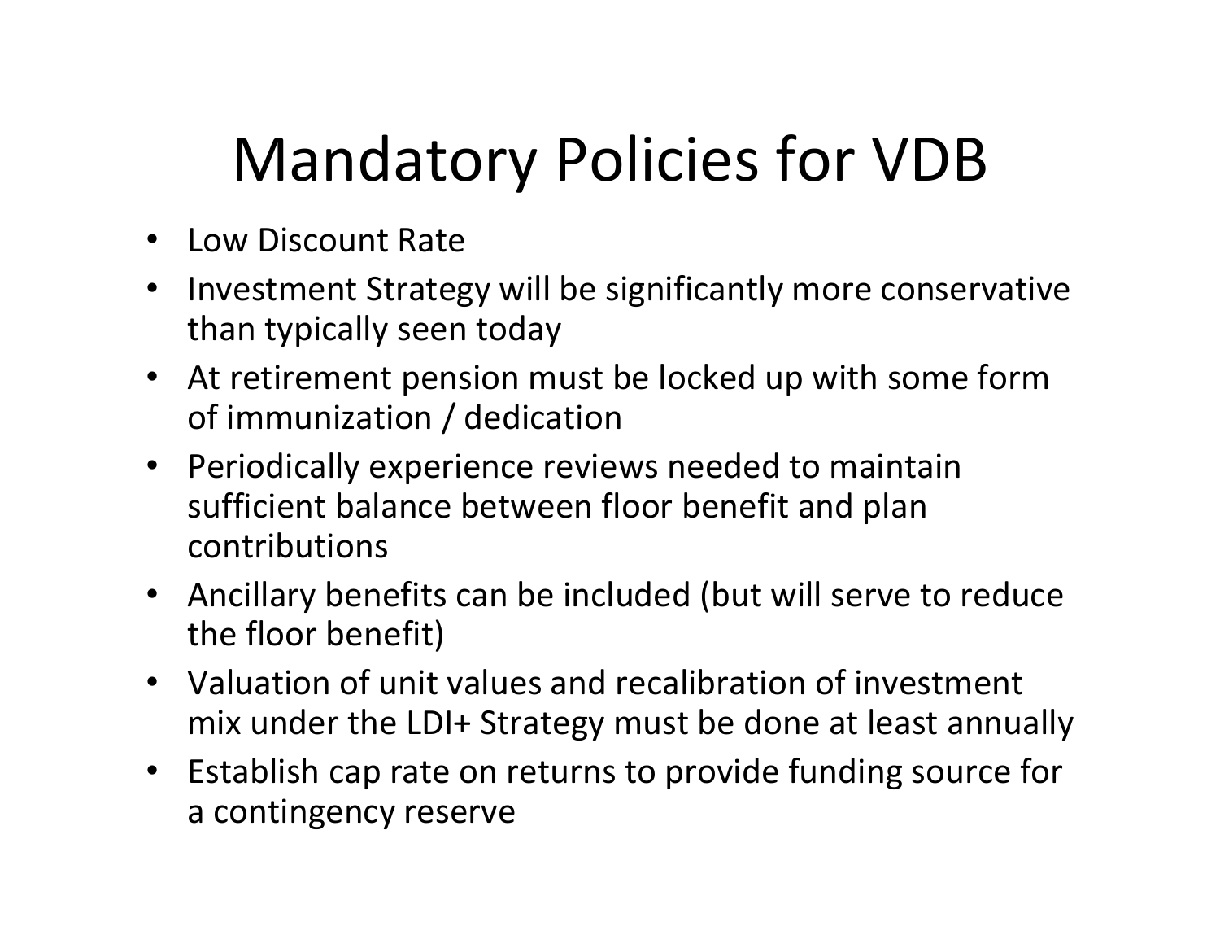# Mandatory Policies for VDB

- Low Discount Rate
- Investment Strategy will be significantly more conservative than typically seen today
- At retirement pension must be locked up with some form of immunization / dedication
- Periodically experience reviews needed to maintain sufficient balance between floor benefit and plan contributions
- Ancillary benefits can be included (but will serve to reduce the floor benefit)
- Valuation of unit values and recalibration of investment mix under the LDI+ Strategy must be done at least annually
- Establish cap rate on returns to provide funding source for a contingency reserve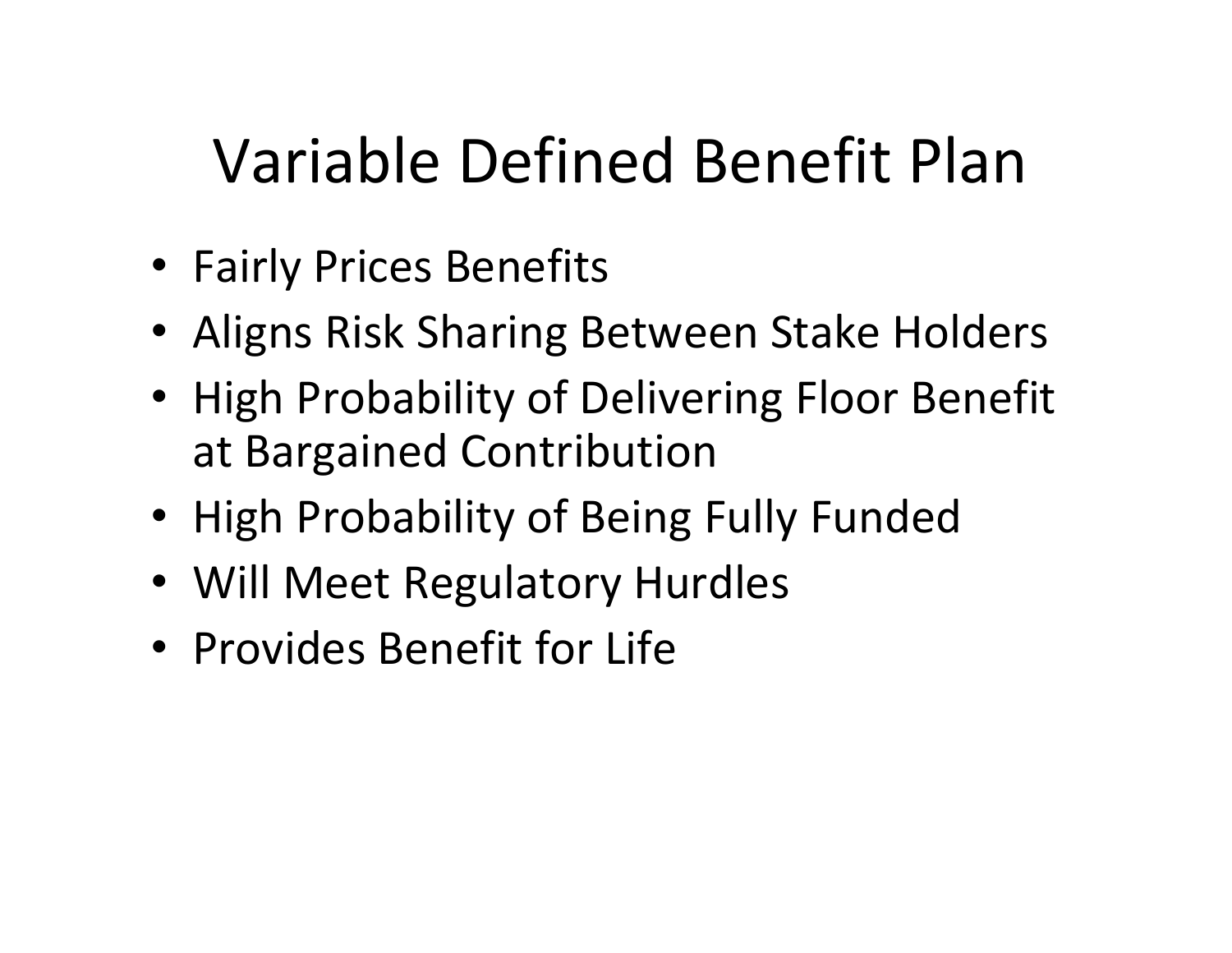# Variable Defined Benefit Plan

- Fairly Prices Benefits
- Aligns Risk Sharing Between Stake Holders
- High Probability of Delivering Floor Benefit at Bargained Contribution
- High Probability of Being Fully Funded
- Will Meet Regulatory Hurdles
- Provides Benefit for Life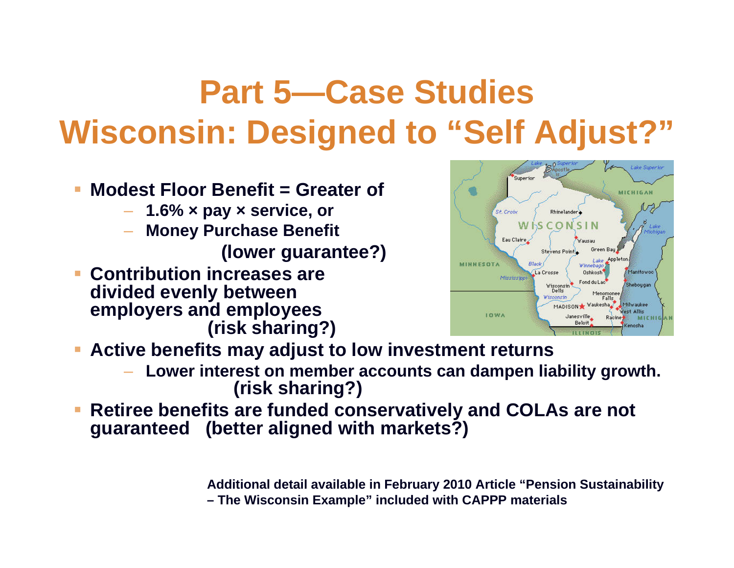# Part 5—Case Studies
# Wisconsin: Designed to "Self Adjust?"

- **Modest Floor Benefit = Greater of**
  - **1.6% × pay × service, or**
  - **Money Purchase Benefit**

    **(lower guarantee?)**
- **Contribution increases are divided evenly between employers and employees**

  **(risk sharing?)**
- **Active benefits may adjust to low investment returns**
  - **Lower interest on member accounts can dampen liability growth.**

    **(risk sharing?)**
- **Retiree benefits are funded conservatively and COLAs are not guaranteed (better aligned with markets?)**

**Additional detail available in February 2010 Article "Pension Sustainability – The Wisconsin Example" included with CAPPP materials**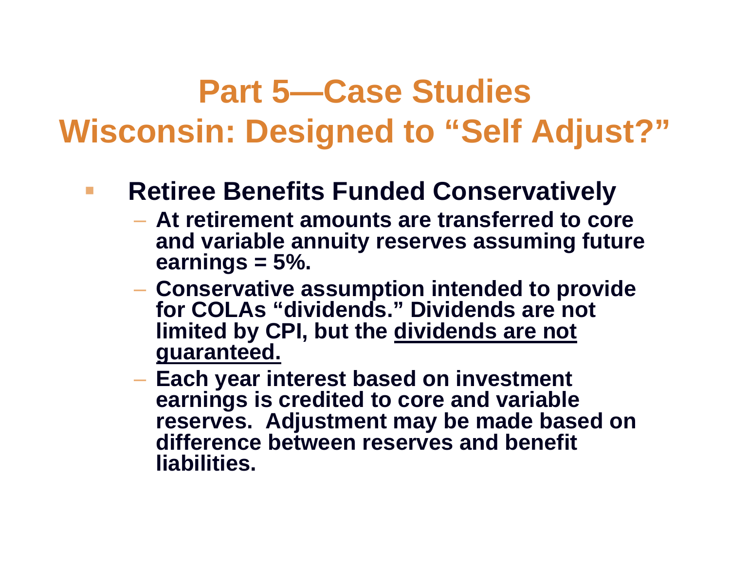# Part 5—Case Studies
# Wisconsin: Designed to "Self Adjust?"

- **Retiree Benefits Funded Conservatively**
  - **At retirement amounts are transferred to core and variable annuity reserves assuming future earnings = 5%.**
  - **Conservative assumption intended to provide for COLAs "dividends." Dividends are not limited by CPI, but the <u>dividends are not guaranteed.</u>**
  - **Each year interest based on investment earnings is credited to core and variable reserves. Adjustment may be made based on difference between reserves and benefit liabilities.**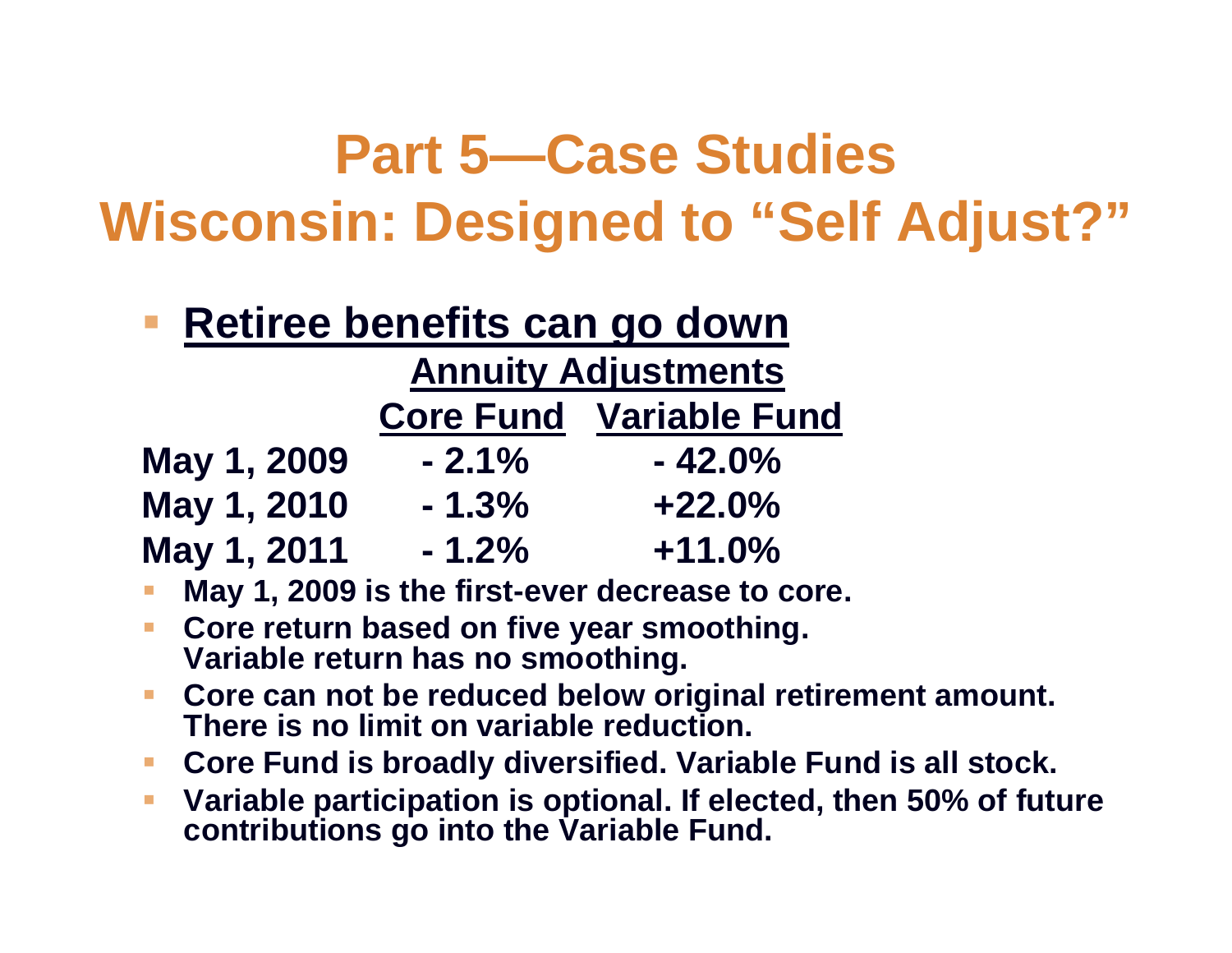# Part 5—Case Studies
# Wisconsin: Designed to "Self Adjust?"

- **Retiree benefits can go down**

| | Annuity Adjustments | |
|---|---|---|
| | **Core Fund** | **Variable Fund** |
| **May 1, 2009** | **- 2.1%** | **- 42.0%** |
| **May 1, 2010** | **- 1.3%** | **+22.0%** |
| **May 1, 2011** | **- 1.2%** | **+11.0%** |

- **May 1, 2009 is the first-ever decrease to core.**
- **Core return based on five year smoothing. Variable return has no smoothing.**
- **Core can not be reduced below original retirement amount. There is no limit on variable reduction.**
- **Core Fund is broadly diversified. Variable Fund is all stock.**
- **Variable participation is optional. If elected, then 50% of future contributions go into the Variable Fund.**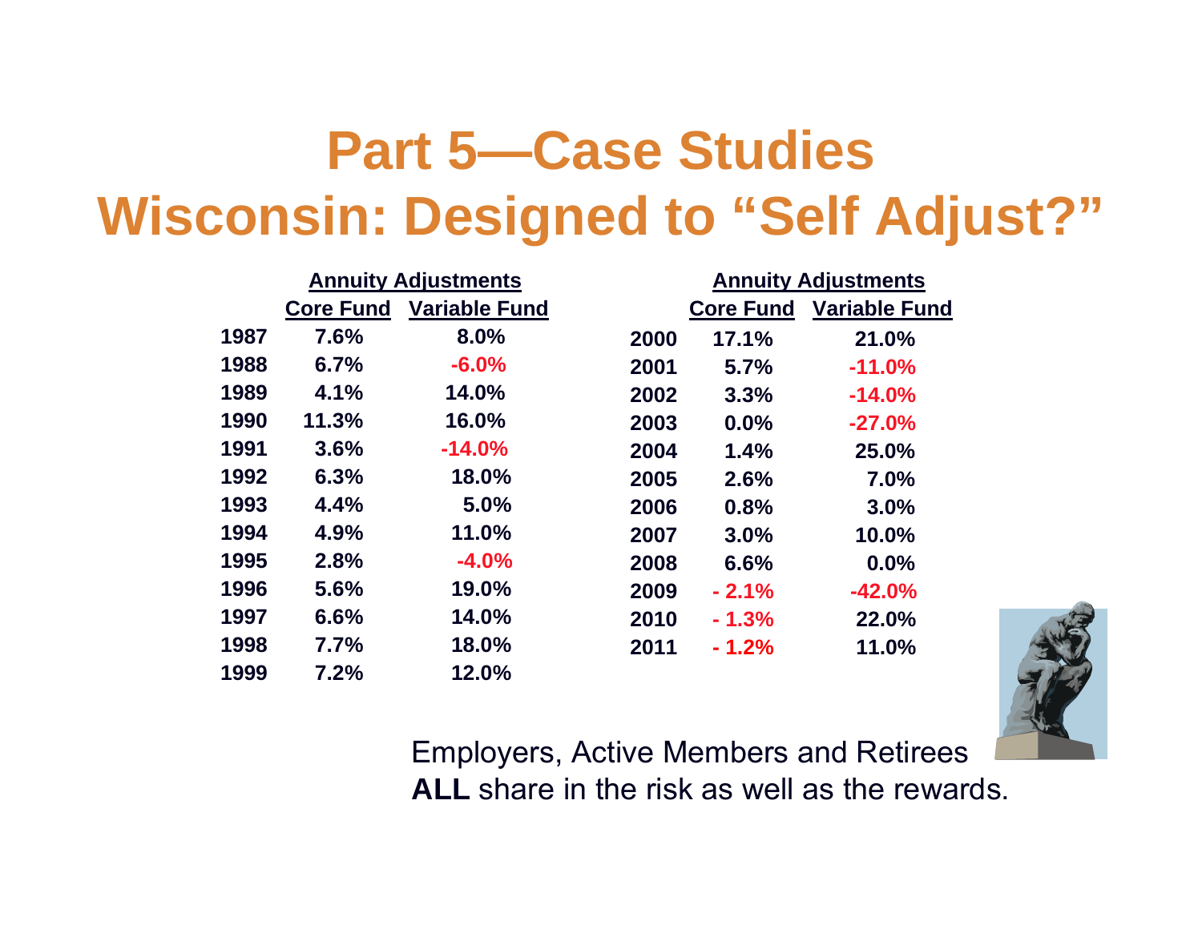# Part 5—Case Studies
# Wisconsin: Designed to "Self Adjust?"

| | Annuity Adjustments | |
|---|---|---|
| | Core Fund | Variable Fund |
| 1987 | 7.6% | 8.0% |
| 1988 | 6.7% | -6.0% |
| 1989 | 4.1% | 14.0% |
| 1990 | 11.3% | 16.0% |
| 1991 | 3.6% | -14.0% |
| 1992 | 6.3% | 18.0% |
| 1993 | 4.4% | 5.0% |
| 1994 | 4.9% | 11.0% |
| 1995 | 2.8% | -4.0% |
| 1996 | 5.6% | 19.0% |
| 1997 | 6.6% | 14.0% |
| 1998 | 7.7% | 18.0% |
| 1999 | 7.2% | 12.0% |

| | Annuity Adjustments | |
|---|---|---|
| | Core Fund | Variable Fund |
| 2000 | 17.1% | 21.0% |
| 2001 | 5.7% | -11.0% |
| 2002 | 3.3% | -14.0% |
| 2003 | 0.0% | -27.0% |
| 2004 | 1.4% | 25.0% |
| 2005 | 2.6% | 7.0% |
| 2006 | 0.8% | 3.0% |
| 2007 | 3.0% | 10.0% |
| 2008 | 6.6% | 0.0% |
| 2009 | - 2.1% | -42.0% |
| 2010 | - 1.3% | 22.0% |
| 2011 | - 1.2% | 11.0% |

Employers, Active Members and Retirees **ALL** share in the risk as well as the rewards.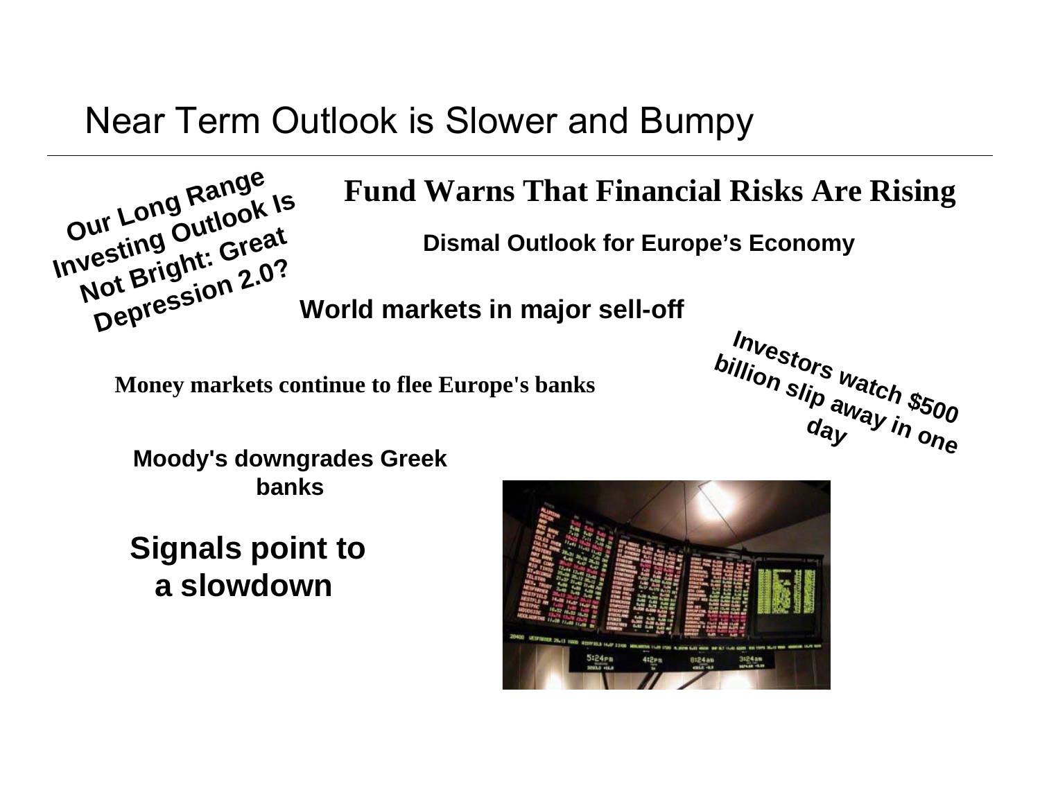# Near Term Outlook is Slower and Bumpy

Our Long Range Investing Outlook Is Not Bright: Great Depression 2.0?

**Fund Warns That Financial Risks Are Rising**

**Dismal Outlook for Europe's Economy**

**World markets in major sell-off**

**Investors watch $500 billion slip away in one day**

**Money markets continue to flee Europe's banks**

**Moody's downgrades Greek banks**

**Signals point to a slowdown**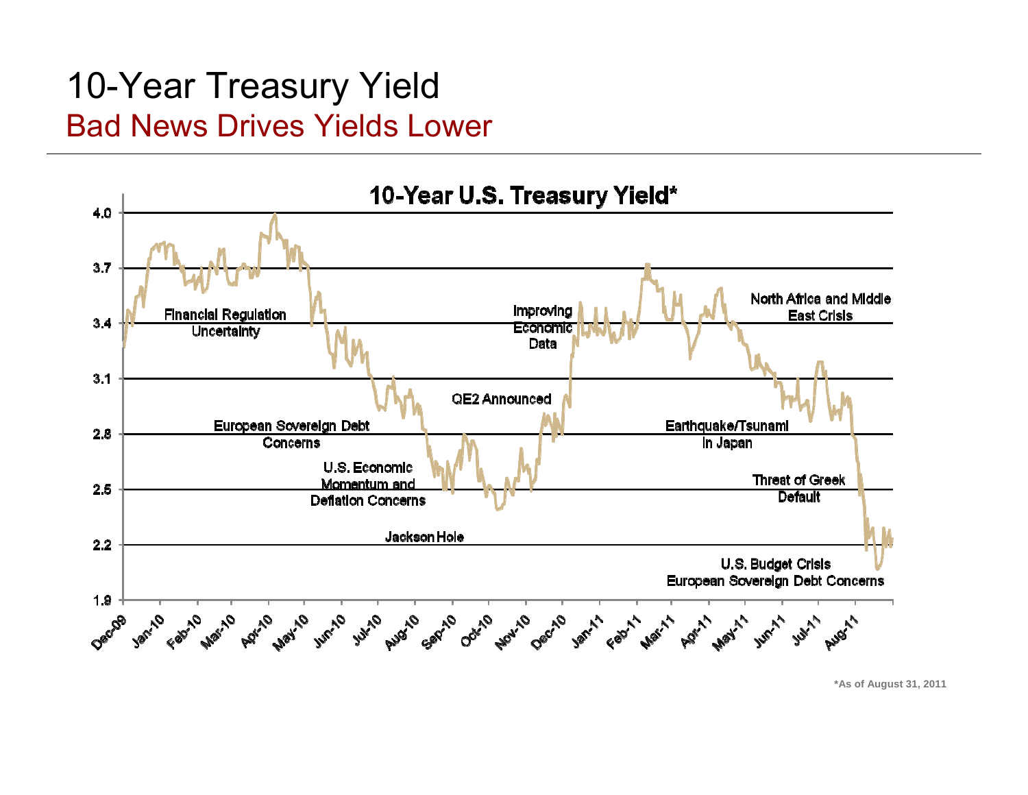# 10-Year Treasury Yield

## Bad News Drives Yields Lower

**10-Year U.S. Treasury Yield***

Financial Regulation Uncertainty

European Sovereign Debt Concerns

U.S. Economic Momentum and Deflation Concerns

Jackson Hole

QE2 Announced

Improving Economic Data

Earthquake/Tsunami in Japan

North Africa and Middle East Crisis

Threat of Greek Default

U.S. Budget Crisis European Sovereign Debt Concerns

*As of August 31, 2011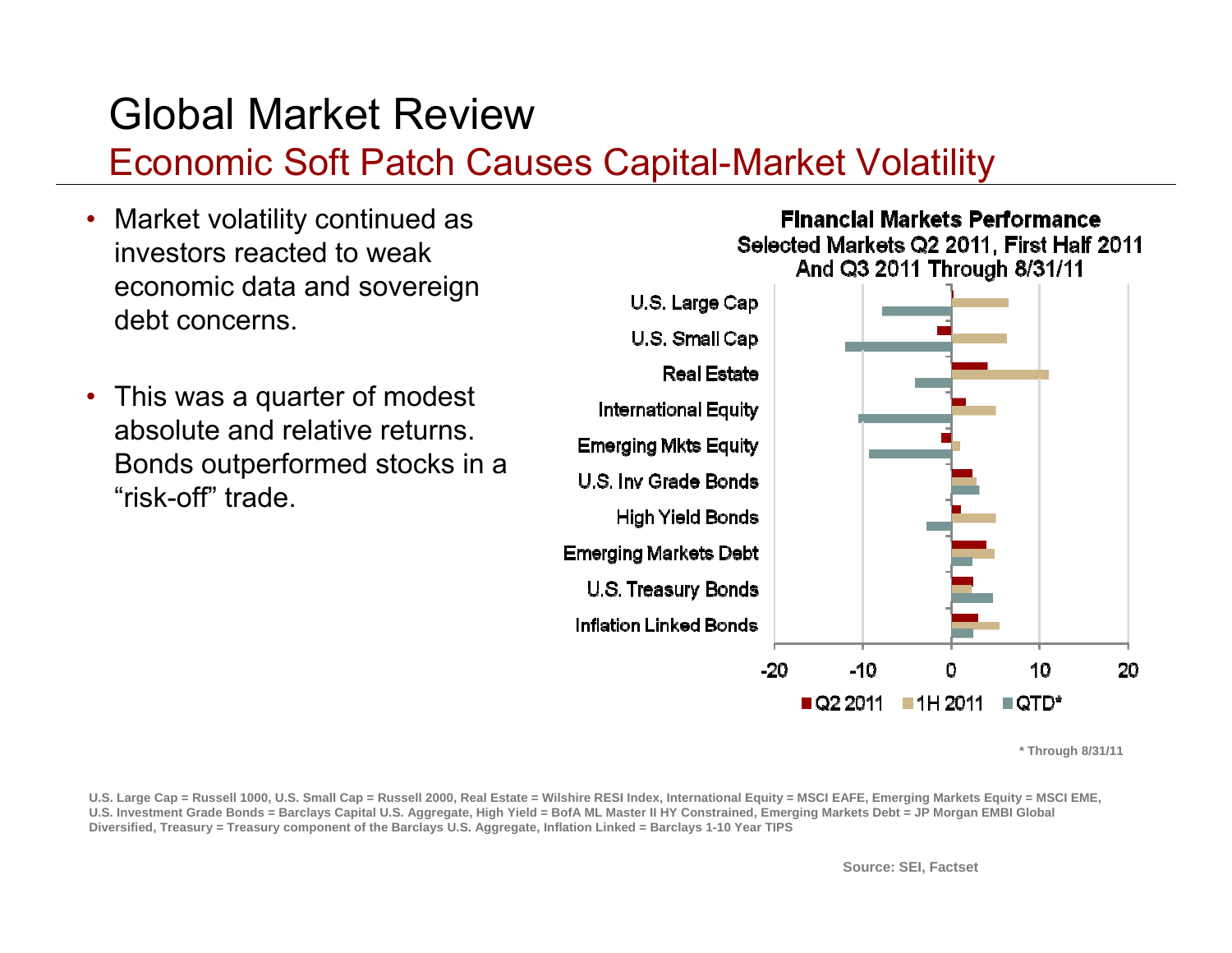# Global Market Review

## Economic Soft Patch Causes Capital-Market Volatility

- Market volatility continued as investors reacted to weak economic data and sovereign debt concerns.
- This was a quarter of modest absolute and relative returns. Bonds outperformed stocks in a “risk-off” trade.

**Financial Markets Performance**
Selected Markets Q2 2011, First Half 2011 And Q3 2011 Through 8/31/11

U.S. Large Cap
U.S. Small Cap
Real Estate
International Equity
Emerging Mkts Equity
U.S. Inv Grade Bonds
High Yield Bonds
Emerging Markets Debt
U.S. Treasury Bonds
Inflation Linked Bonds

-20 -10 0 10 20

Q2 2011 1H 2011 QTD*

**\* Through 8/31/11**

**U.S. Large Cap = Russell 1000, U.S. Small Cap = Russell 2000, Real Estate = Wilshire RESI Index, International Equity = MSCI EAFE, Emerging Markets Equity = MSCI EME, U.S. Investment Grade Bonds = Barclays Capital U.S. Aggregate, High Yield = BofA ML Master II HY Constrained, Emerging Markets Debt = JP Morgan EMBI Global Diversified, Treasury = Treasury component of the Barclays U.S. Aggregate, Inflation Linked = Barclays 1-10 Year TIPS**

**Source: SEI, Factset**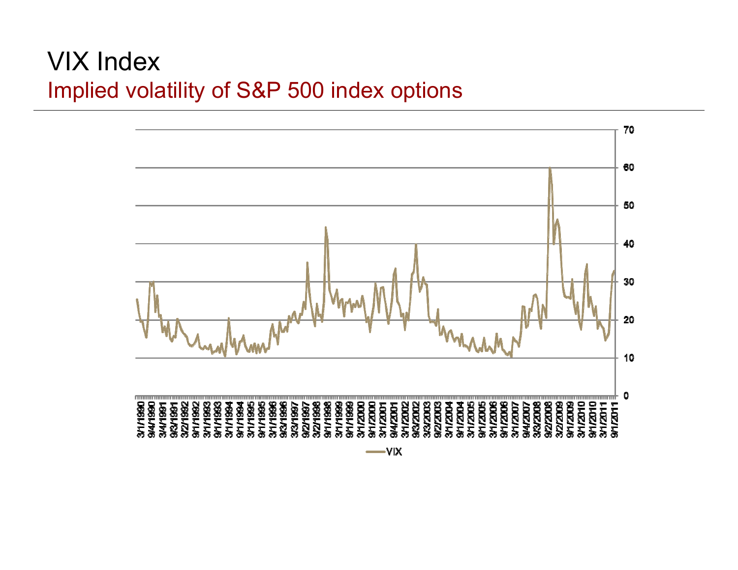# VIX Index

## Implied volatility of S&P 500 index options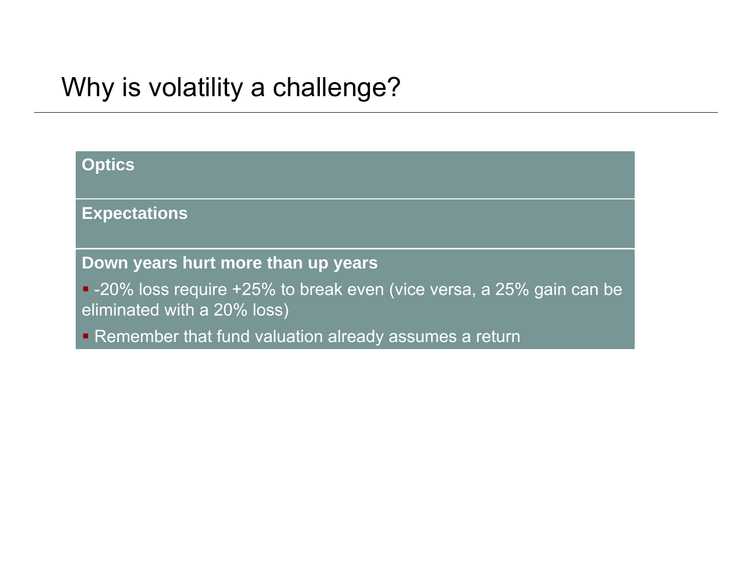# Why is volatility a challenge?

**Optics**

**Expectations**

**Down years hurt more than up years**

- -20% loss require +25% to break even (vice versa, a 25% gain can be eliminated with a 20% loss)
- Remember that fund valuation already assumes a return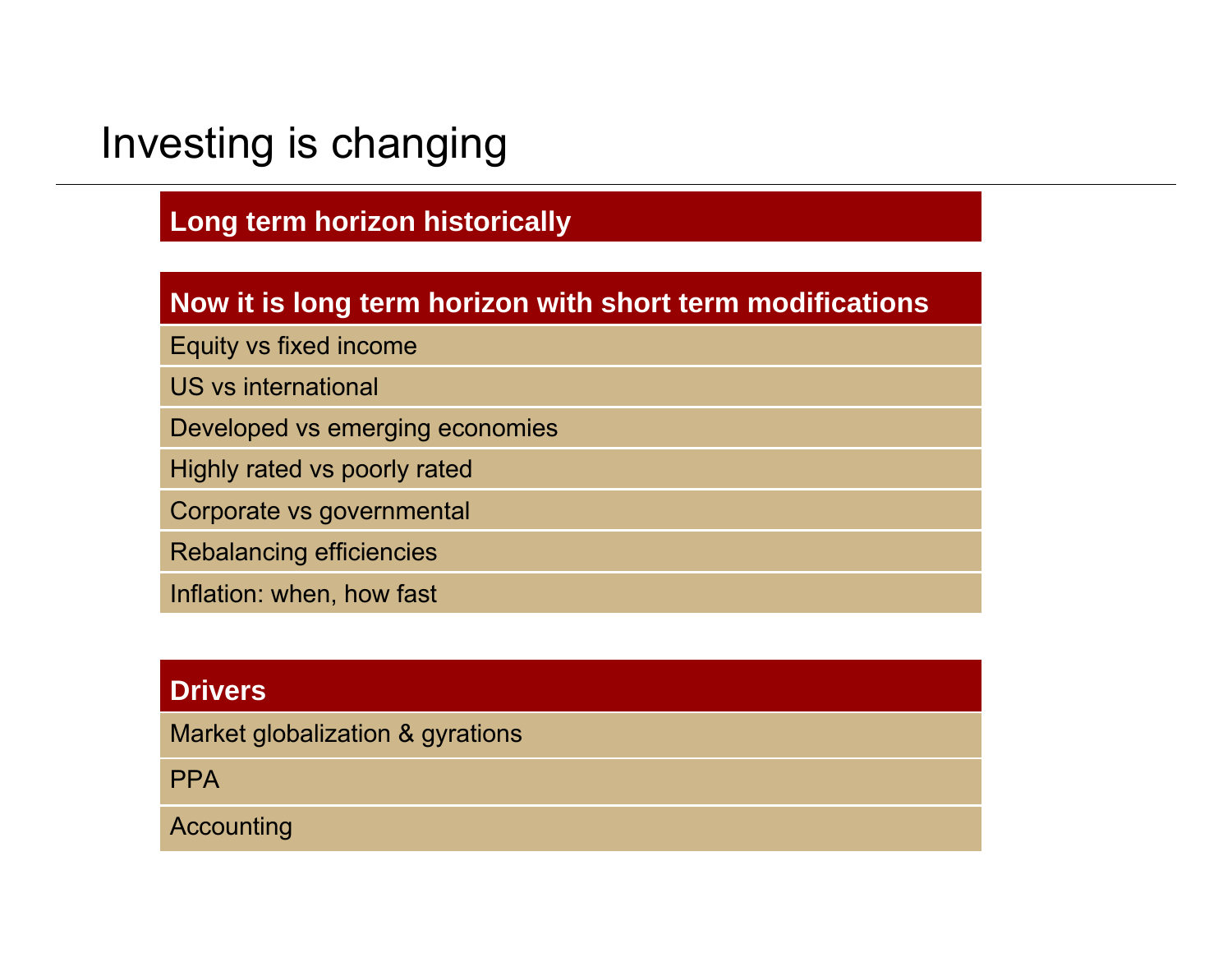# Investing is changing

**Long term horizon historically**

**Now it is long term horizon with short term modifications**

- Equity vs fixed income
- US vs international
- Developed vs emerging economies
- Highly rated vs poorly rated
- Corporate vs governmental
- Rebalancing efficiencies
- Inflation: when, how fast

**Drivers**

- Market globalization & gyrations
- PPA
- Accounting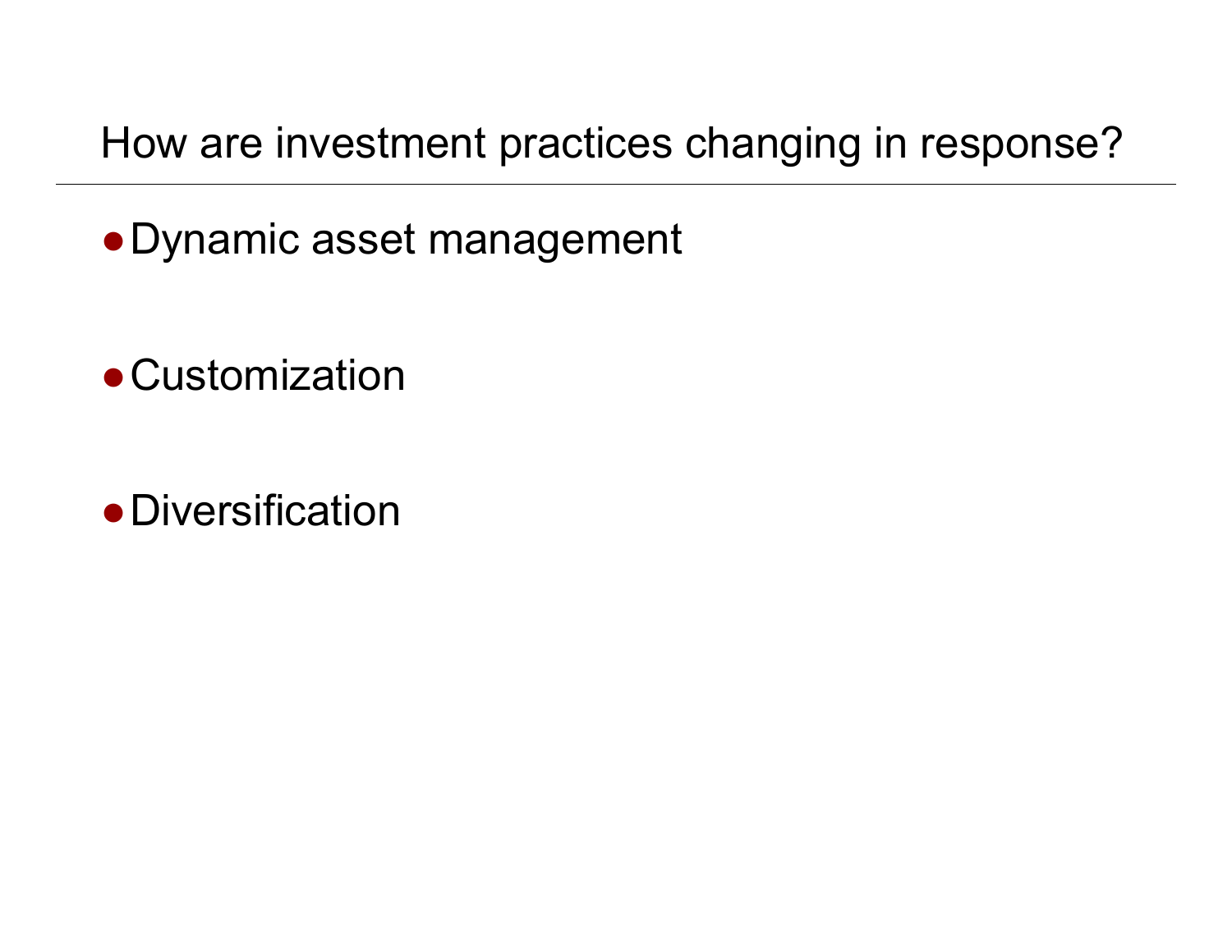## How are investment practices changing in response?

- Dynamic asset management
- Customization
- Diversification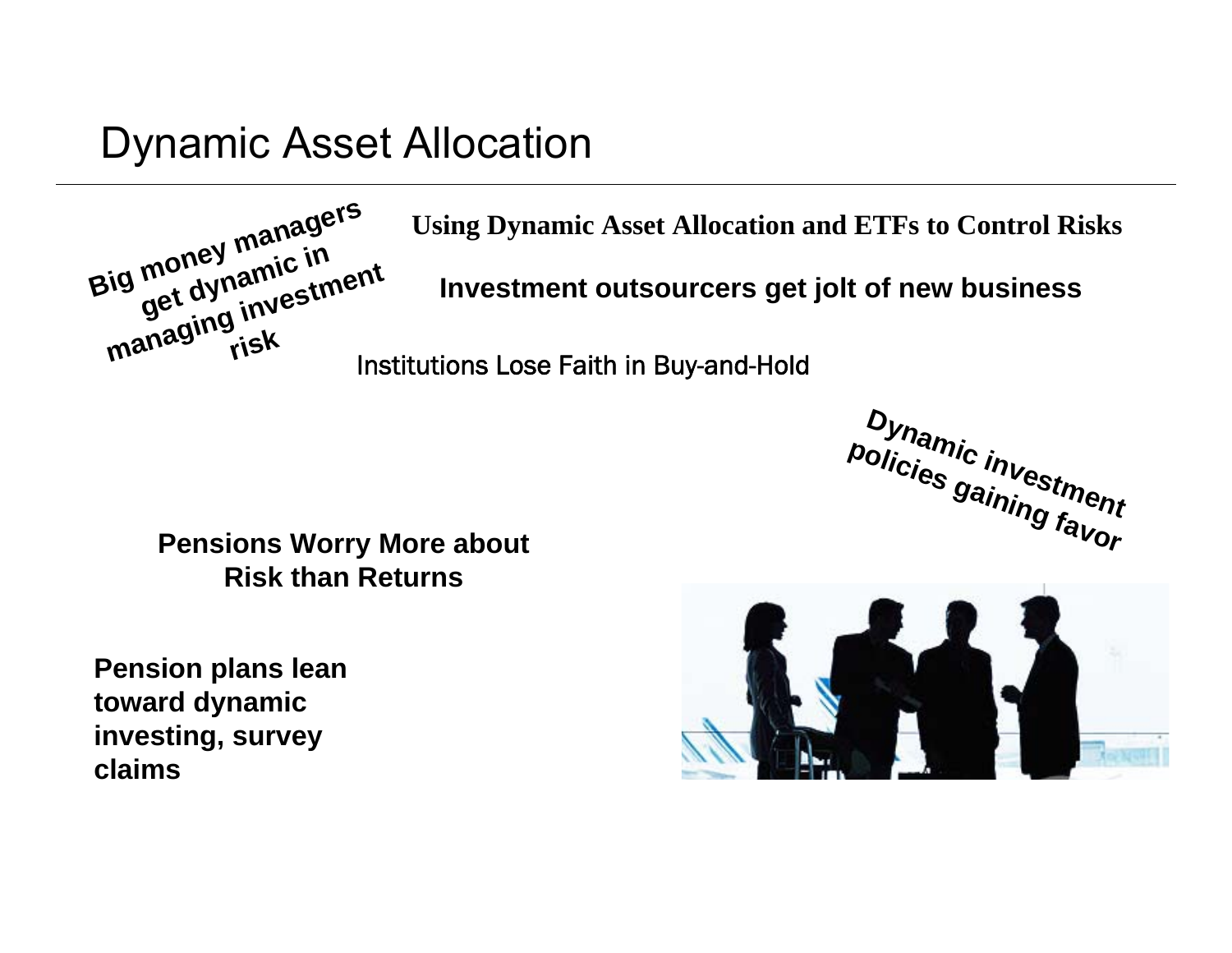# Dynamic Asset Allocation

**Big money managers get dynamic in managing investment risk**

**Using Dynamic Asset Allocation and ETFs to Control Risks**

**Investment outsourcers get jolt of new business**

Institutions Lose Faith in Buy-and-Hold

**Dynamic investment policies gaining favor**

**Pensions Worry More about Risk than Returns**

**Pension plans lean toward dynamic investing, survey claims**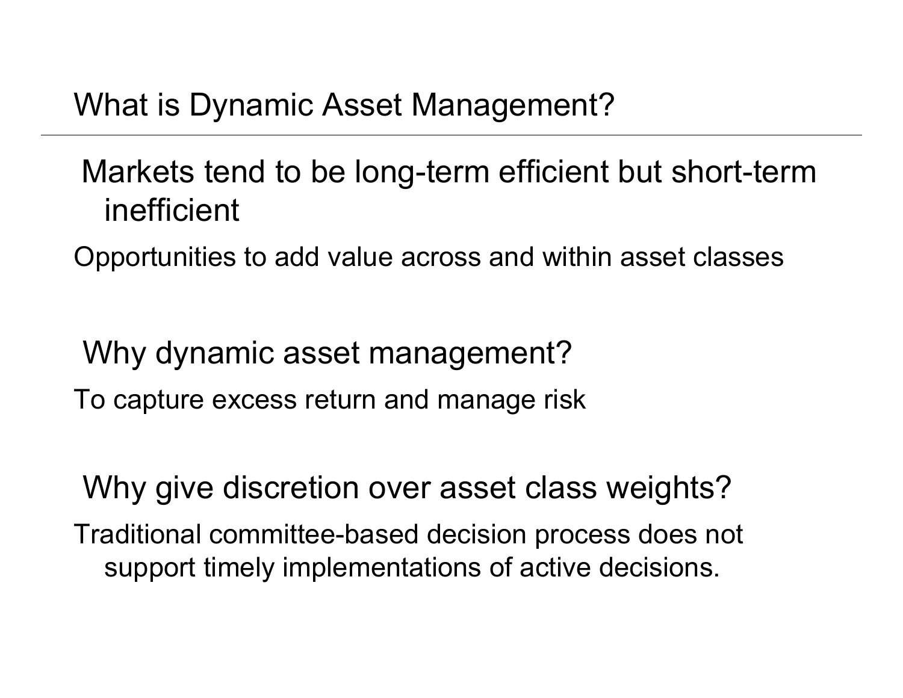## What is Dynamic Asset Management?

### Markets tend to be long-term efficient but short-term inefficient

Opportunities to add value across and within asset classes

### Why dynamic asset management?

To capture excess return and manage risk

### Why give discretion over asset class weights?

Traditional committee-based decision process does not support timely implementations of active decisions.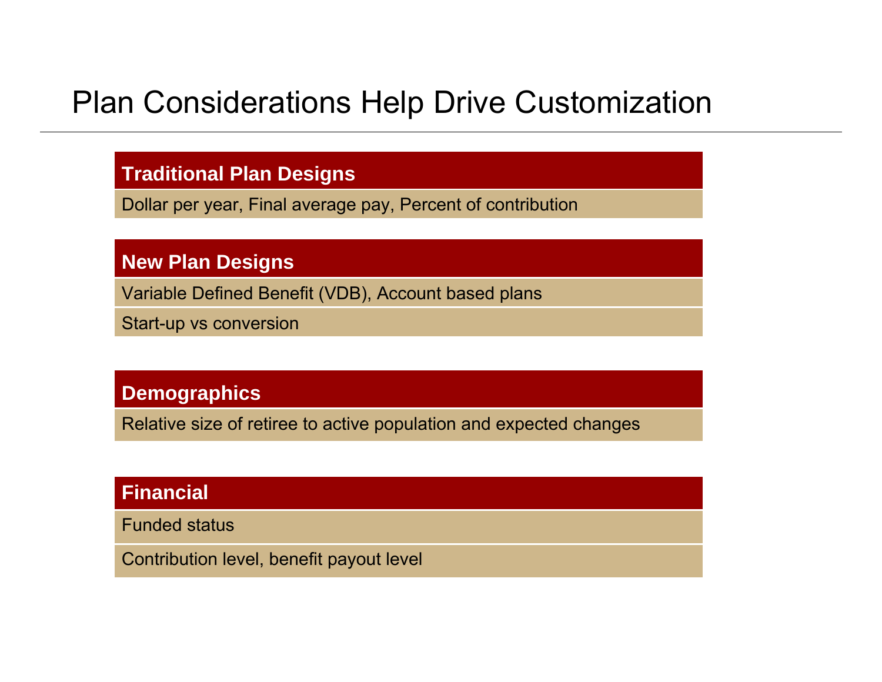# Plan Considerations Help Drive Customization

### Traditional Plan Designs

Dollar per year, Final average pay, Percent of contribution

### New Plan Designs

Variable Defined Benefit (VDB), Account based plans

Start-up vs conversion

### Demographics

Relative size of retiree to active population and expected changes

### Financial

Funded status

Contribution level, benefit payout level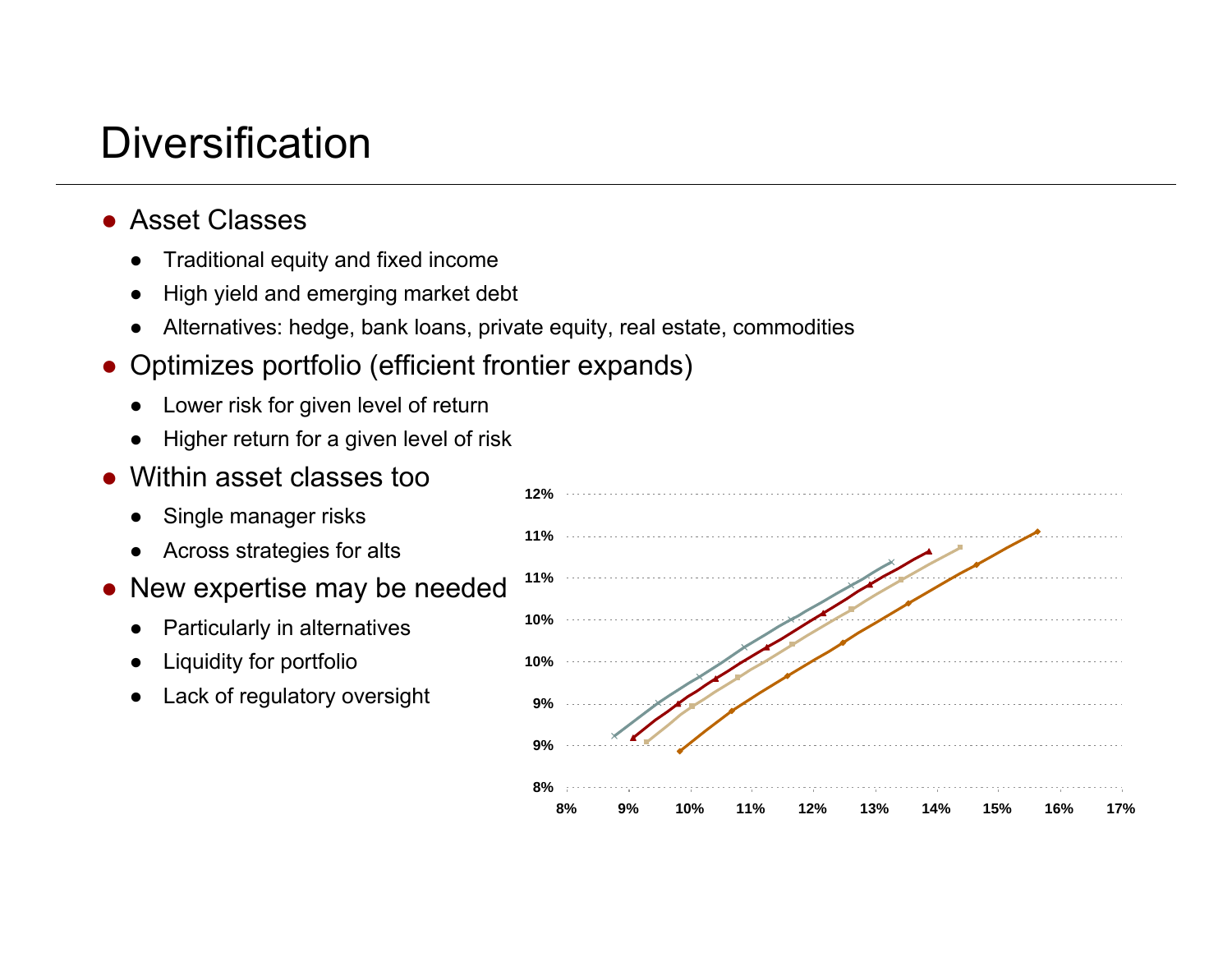# Diversification

- Asset Classes
  - Traditional equity and fixed income
  - High yield and emerging market debt
  - Alternatives: hedge, bank loans, private equity, real estate, commodities
- Optimizes portfolio (efficient frontier expands)
  - Lower risk for given level of return
  - Higher return for a given level of risk
- Within asset classes too
  - Single manager risks
  - Across strategies for alts
- New expertise may be needed
  - Particularly in alternatives
  - Liquidity for portfolio
  - Lack of regulatory oversight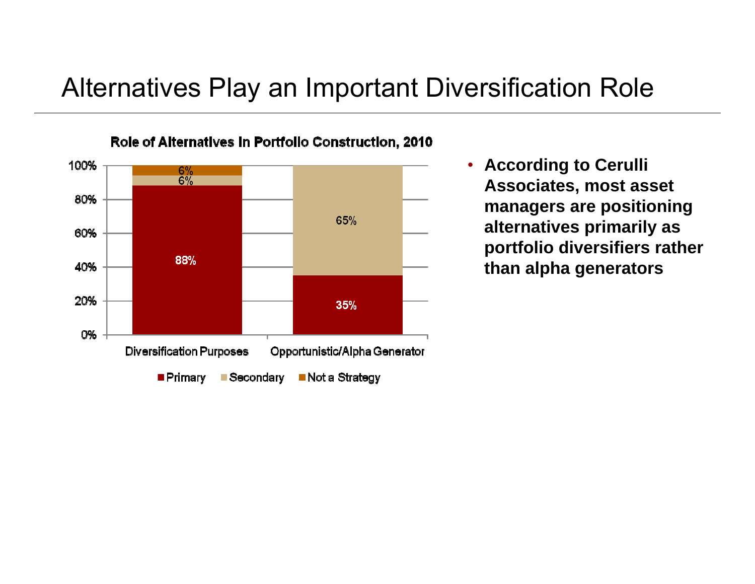# Alternatives Play an Important Diversification Role

**Role of Alternatives in Portfolio Construction, 2010**

| | Diversification Purposes | Opportunistic/Alpha Generator |
|---|---|---|
| Primary | 88% | 35% |
| Secondary | 6% | 65% |
| Not a Strategy | 6% | |

- **According to Cerulli Associates, most asset managers are positioning alternatives primarily as portfolio diversifiers rather than alpha generators**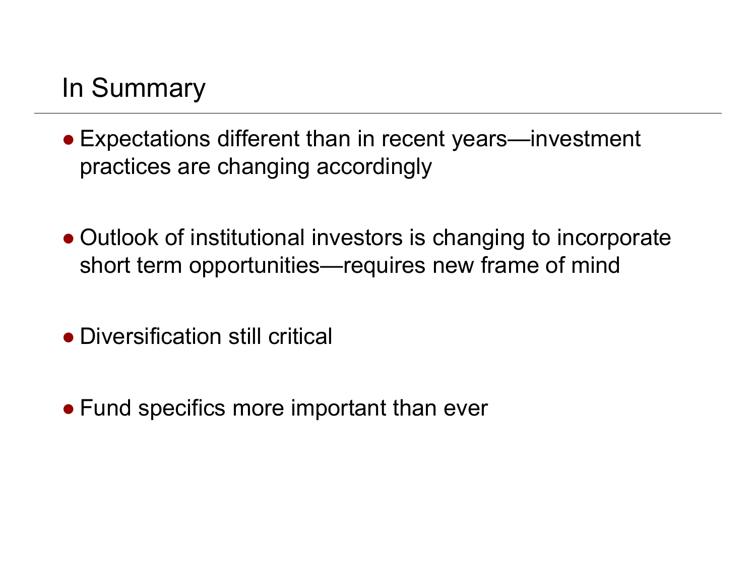# In Summary

- Expectations different than in recent years—investment practices are changing accordingly
- Outlook of institutional investors is changing to incorporate short term opportunities—requires new frame of mind
- Diversification still critical
- Fund specifics more important than ever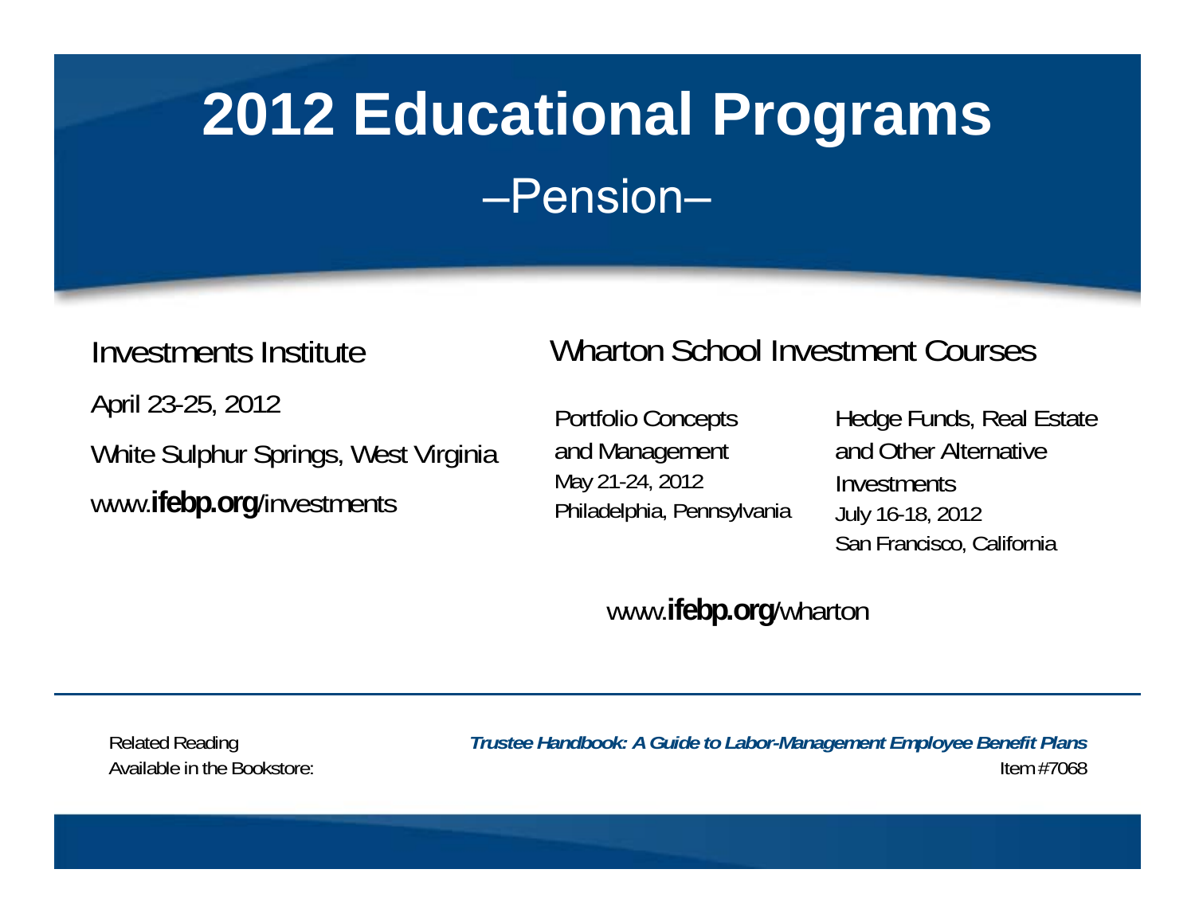# 2012 Educational Programs

## –Pension–

### Investments Institute

April 23-25, 2012

White Sulphur Springs, West Virginia

www.**ifebp.org**/investments

### Wharton School Investment Courses

Portfolio Concepts and Management
May 21-24, 2012
Philadelphia, Pennsylvania

Hedge Funds, Real Estate and Other Alternative Investments
July 16-18, 2012
San Francisco, California

www.**ifebp.org**/wharton

---

Related Reading Available in the Bookstore:

***Trustee Handbook: A Guide to Labor-Management Employee Benefit Plans***
Item #7068